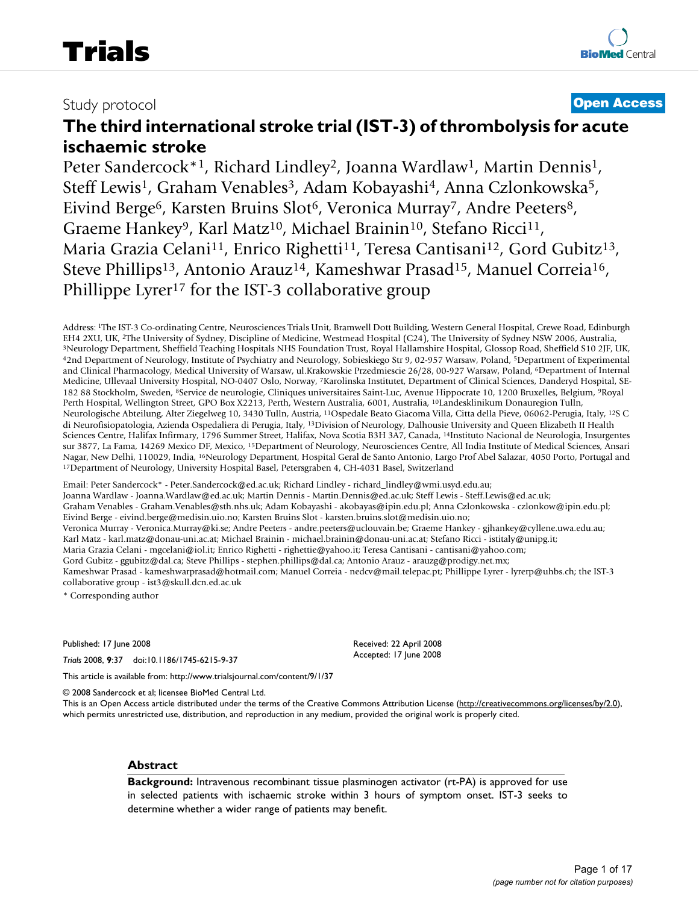Trials

Study protocol

**Open Access**

# The third international stroke trial (IST-3) of thrombolysis for acute ischaemic stroke

Peter Sandercock*[1], Richard Lindley[2], Joanna Wardlaw[1], Martin Dennis[1], Steff Lewis[1], Graham Venables[3], Adam Kobayashi[4], Anna Czlonkowska[5], Eivind Berge[6], Karsten Bruins Slot[6], Veronica Murray[7], Andre Peeters[8], Graeme Hankey[9], Karl Matz[10], Michael Brainin[10], Stefano Ricci[11], Maria Grazia Celani[11], Enrico Righetti[11], Teresa Cantisani[12], Gord Gubitz[13], Steve Phillips[13], Antonio Arauz[14], Kameshwar Prasad[15], Manuel Correia[16], Phillippe Lyrer[17] for the IST-3 collaborative group

Address: [1]The IST-3 Co-ordinating Centre, Neurosciences Trials Unit, Bramwell Dott Building, Western General Hospital, Crewe Road, Edinburgh EH4 2XU, UK, [2]The University of Sydney, Discipline of Medicine, Westmead Hospital (C24), The University of Sydney NSW 2006, Australia, [3]Neurology Department, Sheffield Teaching Hospitals NHS Foundation Trust, Royal Hallamshire Hospital, Glossop Road, Sheffield S10 2JF, UK, [4]2nd Department of Neurology, Institute of Psychiatry and Neurology, Sobieskiego Str 9, 02-957 Warsaw, Poland, [5]Department of Experimental and Clinical Pharmacology, Medical University of Warsaw, ul.Krakowskie Przedmiescie 26/28, 00-927 Warsaw, Poland, [6]Department of Internal Medicine, Ullevaal University Hospital, NO-0407 Oslo, Norway, [7]Karolinska Institutet, Department of Clinical Sciences, Danderyd Hospital, SE-182 88 Stockholm, Sweden, [8]Service de neurologie, Cliniques universitaires Saint-Luc, Avenue Hippocrate 10, 1200 Bruxelles, Belgium, [9]Royal Perth Hospital, Wellington Street, GPO Box X2213, Perth, Western Australia, 6001, Australia, [10]Landesklinikum Donauregion Tulln, Neurologische Abteilung, Alter Ziegelweg 10, 3430 Tulln, Austria, [11]Ospedale Beato Giacoma Villa, Citta della Pieve, 06062-Perugia, Italy, [12]S C di Neurofisiopatologia, Azienda Ospedaliera di Perugia, Italy, [13]Division of Neurology, Dalhousie University and Queen Elizabeth II Health Sciences Centre, Halifax Infirmary, 1796 Summer Street, Halifax, Nova Scotia B3H 3A7, Canada, [14]Instituto Nacional de Neurologia, Insurgentes sur 3877, La Fama, 14269 Mexico DF, Mexico, [15]Department of Neurology, Neurosciences Centre, All India Institute of Medical Sciences, Ansari Nagar, New Delhi, 110029, India, [16]Neurology Department, Hospital Geral de Santo Antonio, Largo Prof Abel Salazar, 4050 Porto, Portugal and [17]Department of Neurology, University Hospital Basel, Petersgraben 4, CH-4031 Basel, Switzerland

Email: Peter Sandercock* - Peter.Sandercock@ed.ac.uk; Richard Lindley - richard_lindley@wmi.usyd.edu.au; Joanna Wardlaw - Joanna.Wardlaw@ed.ac.uk; Martin Dennis - Martin.Dennis@ed.ac.uk; Steff Lewis - Steff.Lewis@ed.ac.uk; Graham Venables - Graham.Venables@sth.nhs.uk; Adam Kobayashi - akobayas@ipin.edu.pl; Anna Czlonkowska - czlonkow@ipin.edu.pl; Eivind Berge - eivind.berge@medisin.uio.no; Karsten Bruins Slot - karsten.bruins.slot@medisin.uio.no; Veronica Murray - Veronica.Murray@ki.se; Andre Peeters - andre.peeters@uclouvain.be; Graeme Hankey - gjhankey@cyllene.uwa.edu.au; Karl Matz - karl.matz@donau-uni.ac.at; Michael Brainin - michael.brainin@donau-uni.ac.at; Stefano Ricci - istitaly@unipg.it; Maria Grazia Celani - mgcelani@iol.it; Enrico Righetti - righettie@yahoo.it; Teresa Cantisani - cantisani@yahoo.com; Gord Gubitz - ggubitz@dal.ca; Steve Phillips - stephen.phillips@dal.ca; Antonio Arauz - arauzg@prodigy.net.mx; Kameshwar Prasad - kameshwarprasad@hotmail.com; Manuel Correia - nedcv@mail.telepac.pt; Phillippe Lyrer - lyrerp@uhbs.ch; the IST-3 collaborative group - ist3@skull.dcn.ed.ac.uk

\* Corresponding author

Published: 17 June 2008

*Trials* 2008, **9**:37 doi:10.1186/1745-6215-9-37

Received: 22 April 2008
Accepted: 17 June 2008

This article is available from: http://www.trialsjournal.com/content/9/1/37

© 2008 Sandercock et al; licensee BioMed Central Ltd.

This is an Open Access article distributed under the terms of the Creative Commons Attribution License (http://creativecommons.org/licenses/by/2.0), which permits unrestricted use, distribution, and reproduction in any medium, provided the original work is properly cited.

## Abstract

**Background:** Intravenous recombinant tissue plasminogen activator (rt-PA) is approved for use in selected patients with ischaemic stroke within 3 hours of symptom onset. IST-3 seeks to determine whether a wider range of patients may benefit.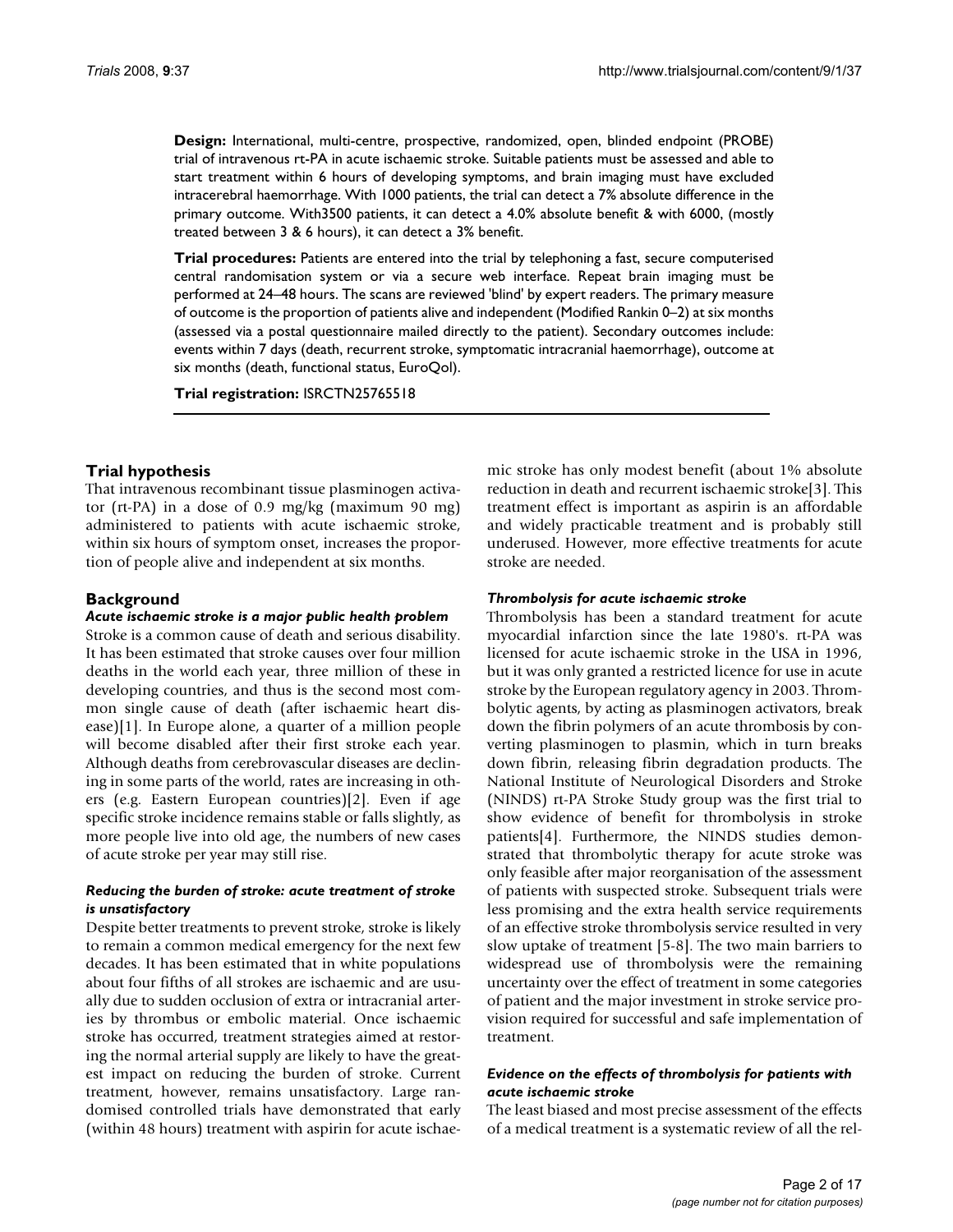**Design:** International, multi-centre, prospective, randomized, open, blinded endpoint (PROBE) trial of intravenous rt-PA in acute ischaemic stroke. Suitable patients must be assessed and able to start treatment within 6 hours of developing symptoms, and brain imaging must have excluded intracerebral haemorrhage. With 1000 patients, the trial can detect a 7% absolute difference in the primary outcome. With3500 patients, it can detect a 4.0% absolute benefit & with 6000, (mostly treated between 3 & 6 hours), it can detect a 3% benefit.

**Trial procedures:** Patients are entered into the trial by telephoning a fast, secure computerised central randomisation system or via a secure web interface. Repeat brain imaging must be performed at 24–48 hours. The scans are reviewed 'blind' by expert readers. The primary measure of outcome is the proportion of patients alive and independent (Modified Rankin 0–2) at six months (assessed via a postal questionnaire mailed directly to the patient). Secondary outcomes include: events within 7 days (death, recurrent stroke, symptomatic intracranial haemorrhage), outcome at six months (death, functional status, EuroQol).

**Trial registration:** ISRCTN25765518

## Trial hypothesis

That intravenous recombinant tissue plasminogen activator (rt-PA) in a dose of 0.9 mg/kg (maximum 90 mg) administered to patients with acute ischaemic stroke, within six hours of symptom onset, increases the proportion of people alive and independent at six months.

## Background

### *Acute ischaemic stroke is a major public health problem*

Stroke is a common cause of death and serious disability. It has been estimated that stroke causes over four million deaths in the world each year, three million of these in developing countries, and thus is the second most common single cause of death (after ischaemic heart disease)[1]. In Europe alone, a quarter of a million people will become disabled after their first stroke each year. Although deaths from cerebrovascular diseases are declining in some parts of the world, rates are increasing in others (e.g. Eastern European countries)[2]. Even if age specific stroke incidence remains stable or falls slightly, as more people live into old age, the numbers of new cases of acute stroke per year may still rise.

### *Reducing the burden of stroke: acute treatment of stroke is unsatisfactory*

Despite better treatments to prevent stroke, stroke is likely to remain a common medical emergency for the next few decades. It has been estimated that in white populations about four fifths of all strokes are ischaemic and are usually due to sudden occlusion of extra or intracranial arteries by thrombus or embolic material. Once ischaemic stroke has occurred, treatment strategies aimed at restoring the normal arterial supply are likely to have the greatest impact on reducing the burden of stroke. Current treatment, however, remains unsatisfactory. Large randomised controlled trials have demonstrated that early (within 48 hours) treatment with aspirin for acute ischaemic stroke has only modest benefit (about 1% absolute reduction in death and recurrent ischaemic stroke[3]. This treatment effect is important as aspirin is an affordable and widely practicable treatment and is probably still underused. However, more effective treatments for acute stroke are needed.

### *Thrombolysis for acute ischaemic stroke*

Thrombolysis has been a standard treatment for acute myocardial infarction since the late 1980's. rt-PA was licensed for acute ischaemic stroke in the USA in 1996, but it was only granted a restricted licence for use in acute stroke by the European regulatory agency in 2003. Thrombolytic agents, by acting as plasminogen activators, break down the fibrin polymers of an acute thrombosis by converting plasminogen to plasmin, which in turn breaks down fibrin, releasing fibrin degradation products. The National Institute of Neurological Disorders and Stroke (NINDS) rt-PA Stroke Study group was the first trial to show evidence of benefit for thrombolysis in stroke patients[4]. Furthermore, the NINDS studies demonstrated that thrombolytic therapy for acute stroke was only feasible after major reorganisation of the assessment of patients with suspected stroke. Subsequent trials were less promising and the extra health service requirements of an effective stroke thrombolysis service resulted in very slow uptake of treatment [5-8]. The two main barriers to widespread use of thrombolysis were the remaining uncertainty over the effect of treatment in some categories of patient and the major investment in stroke service provision required for successful and safe implementation of treatment.

### *Evidence on the effects of thrombolysis for patients with acute ischaemic stroke*

The least biased and most precise assessment of the effects of a medical treatment is a systematic review of all the rel-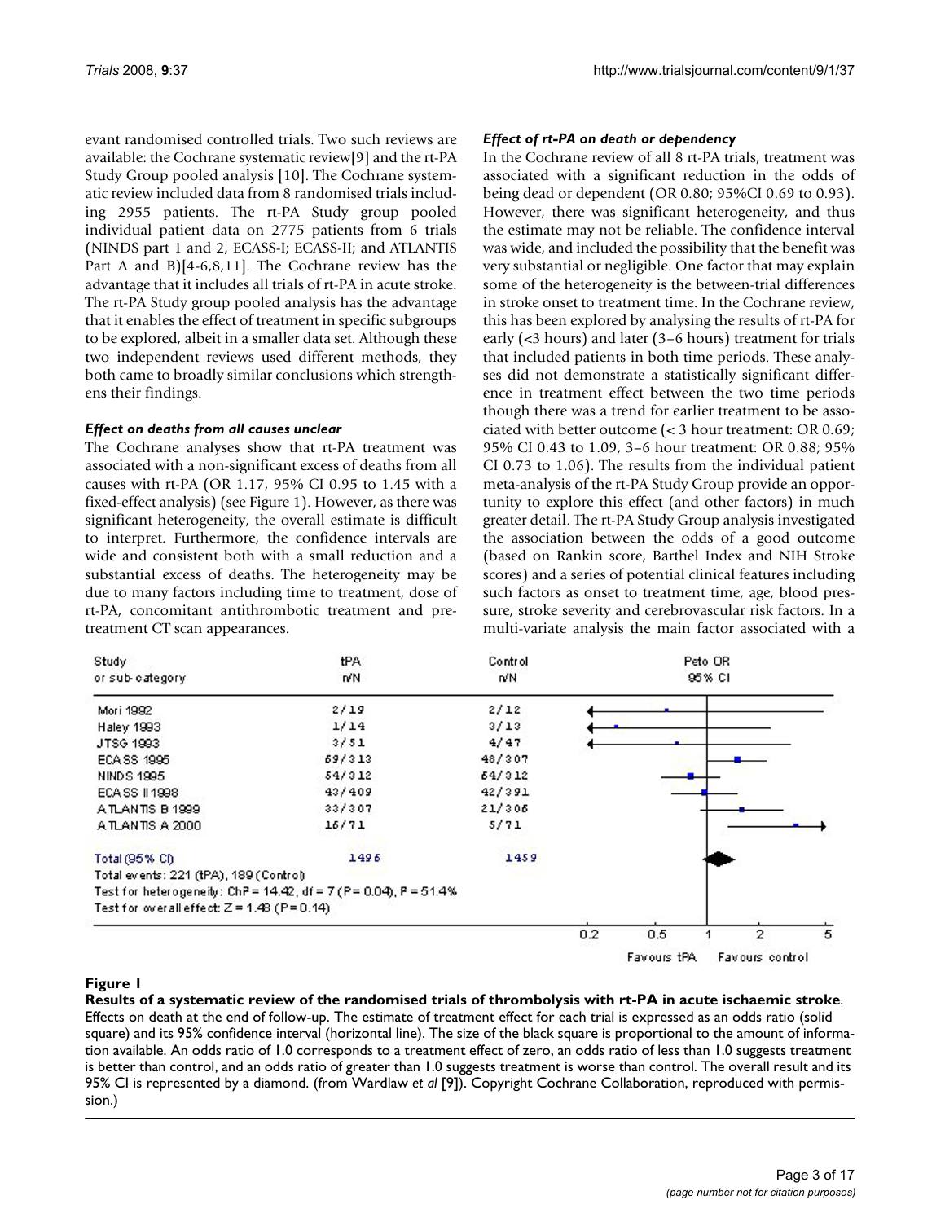evant randomised controlled trials. Two such reviews are available: the Cochrane systematic review[9] and the rt-PA Study Group pooled analysis [10]. The Cochrane systematic review included data from 8 randomised trials including 2955 patients. The rt-PA Study group pooled individual patient data on 2775 patients from 6 trials (NINDS part 1 and 2, ECASS-I; ECASS-II; and ATLANTIS Part A and B)[4-6,8,11]. The Cochrane review has the advantage that it includes all trials of rt-PA in acute stroke. The rt-PA Study group pooled analysis has the advantage that it enables the effect of treatment in specific subgroups to be explored, albeit in a smaller data set. Although these two independent reviews used different methods, they both came to broadly similar conclusions which strengthens their findings.

### *Effect on deaths from all causes unclear*

The Cochrane analyses show that rt-PA treatment was associated with a non-significant excess of deaths from all causes with rt-PA (OR 1.17, 95% CI 0.95 to 1.45 with a fixed-effect analysis) (see Figure 1). However, as there was significant heterogeneity, the overall estimate is difficult to interpret. Furthermore, the confidence intervals are wide and consistent both with a small reduction and a substantial excess of deaths. The heterogeneity may be due to many factors including time to treatment, dose of rt-PA, concomitant antithrombotic treatment and pre-treatment CT scan appearances.

### *Effect of rt-PA on death or dependency*

In the Cochrane review of all 8 rt-PA trials, treatment was associated with a significant reduction in the odds of being dead or dependent (OR 0.80; 95%CI 0.69 to 0.93). However, there was significant heterogeneity, and thus the estimate may not be reliable. The confidence interval was wide, and included the possibility that the benefit was very substantial or negligible. One factor that may explain some of the heterogeneity is the between-trial differences in stroke onset to treatment time. In the Cochrane review, this has been explored by analysing the results of rt-PA for early (<3 hours) and later (3–6 hours) treatment for trials that included patients in both time periods. These analyses did not demonstrate a statistically significant difference in treatment effect between the two time periods though there was a trend for earlier treatment to be associated with better outcome (< 3 hour treatment: OR 0.69; 95% CI 0.43 to 1.09, 3–6 hour treatment: OR 0.88; 95% CI 0.73 to 1.06). The results from the individual patient meta-analysis of the rt-PA Study Group provide an opportunity to explore this effect (and other factors) in much greater detail. The rt-PA Study Group analysis investigated the association between the odds of a good outcome (based on Rankin score, Barthel Index and NIH Stroke scores) and a series of potential clinical features including such factors as onset to treatment time, age, blood pressure, stroke severity and cerebrovascular risk factors. In a multi-variate analysis the main factor associated with a

| Study or sub-category | tPA n/N | Control n/N |
| --- | --- | --- |
| Mori 1992 | 2/19 | 2/12 |
| Haley 1993 | 1/14 | 3/13 |
| JTSG 1993 | 3/51 | 4/47 |
| ECASS 1995 | 69/313 | 48/307 |
| NINDS 1995 | 54/312 | 64/312 |
| ECASS II 1998 | 43/409 | 42/391 |
| ATLANTIS B 1999 | 33/307 | 21/306 |
| ATLANTIS A 2000 | 16/71 | 5/71 |
| Total (95% CI) | 1496 | 1459 |

Total events: 221 (tPA), 189 (Control)
Test for heterogeneity: Chi² = 14.42, df = 7 (P = 0.04), I² = 51.4%
Test for overall effect: Z = 1.48 (P = 0.14)

Peto OR 95% CI (axis: 0.2, 0.5, 1, 2, 5; Favours tPA / Favours control)

**Figure 1**

**Results of a systematic review of the randomised trials of thrombolysis with rt-PA in acute ischaemic stroke**. Effects on death at the end of follow-up. The estimate of treatment effect for each trial is expressed as an odds ratio (solid square) and its 95% confidence interval (horizontal line). The size of the black square is proportional to the amount of information available. An odds ratio of 1.0 corresponds to a treatment effect of zero, an odds ratio of less than 1.0 suggests treatment is better than control, and an odds ratio of greater than 1.0 suggests treatment is worse than control. The overall result and its 95% CI is represented by a diamond. (from Wardlaw *et al* [9]). Copyright Cochrane Collaboration, reproduced with permission.)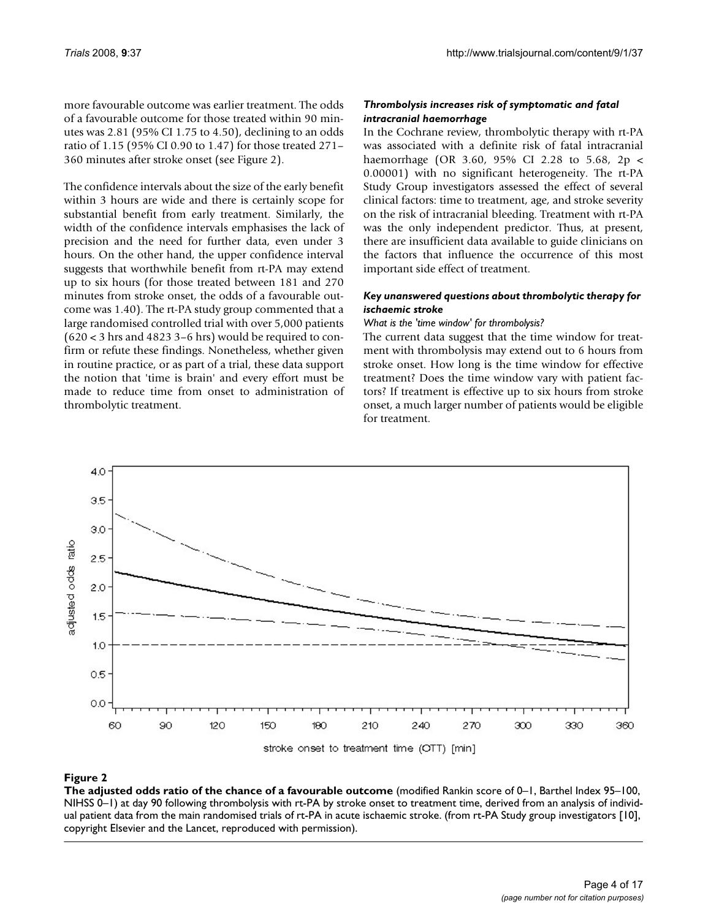more favourable outcome was earlier treatment. The odds of a favourable outcome for those treated within 90 minutes was 2.81 (95% CI 1.75 to 4.50), declining to an odds ratio of 1.15 (95% CI 0.90 to 1.47) for those treated 271–360 minutes after stroke onset (see Figure 2).

The confidence intervals about the size of the early benefit within 3 hours are wide and there is certainly scope for substantial benefit from early treatment. Similarly, the width of the confidence intervals emphasises the lack of precision and the need for further data, even under 3 hours. On the other hand, the upper confidence interval suggests that worthwhile benefit from rt-PA may extend up to six hours (for those treated between 181 and 270 minutes from stroke onset, the odds of a favourable outcome was 1.40). The rt-PA study group commented that a large randomised controlled trial with over 5,000 patients (620 < 3 hrs and 4823 3–6 hrs) would be required to confirm or refute these findings. Nonetheless, whether given in routine practice, or as part of a trial, these data support the notion that 'time is brain' and every effort must be made to reduce time from onset to administration of thrombolytic treatment.

### *Thrombolysis increases risk of symptomatic and fatal intracranial haemorrhage*

In the Cochrane review, thrombolytic therapy with rt-PA was associated with a definite risk of fatal intracranial haemorrhage (OR 3.60, 95% CI 2.28 to 5.68, $2p < 0.00001$) with no significant heterogeneity. The rt-PA Study Group investigators assessed the effect of several clinical factors: time to treatment, age, and stroke severity on the risk of intracranial bleeding. Treatment with rt-PA was the only independent predictor. Thus, at present, there are insufficient data available to guide clinicians on the factors that influence the occurrence of this most important side effect of treatment.

### *Key unanswered questions about thrombolytic therapy for ischaemic stroke*

#### *What is the 'time window' for thrombolysis?*

The current data suggest that the time window for treatment with thrombolysis may extend out to 6 hours from stroke onset. How long is the time window for effective treatment? Does the time window vary with patient factors? If treatment is effective up to six hours from stroke onset, a much larger number of patients would be eligible for treatment.

**Figure 2**

**The adjusted odds ratio of the chance of a favourable outcome** (modified Rankin score of 0–1, Barthel Index 95–100, NIHSS 0–1) at day 90 following thrombolysis with rt-PA by stroke onset to treatment time, derived from an analysis of individual patient data from the main randomised trials of rt-PA in acute ischaemic stroke. (from rt-PA Study group investigators [10], copyright Elsevier and the Lancet, reproduced with permission).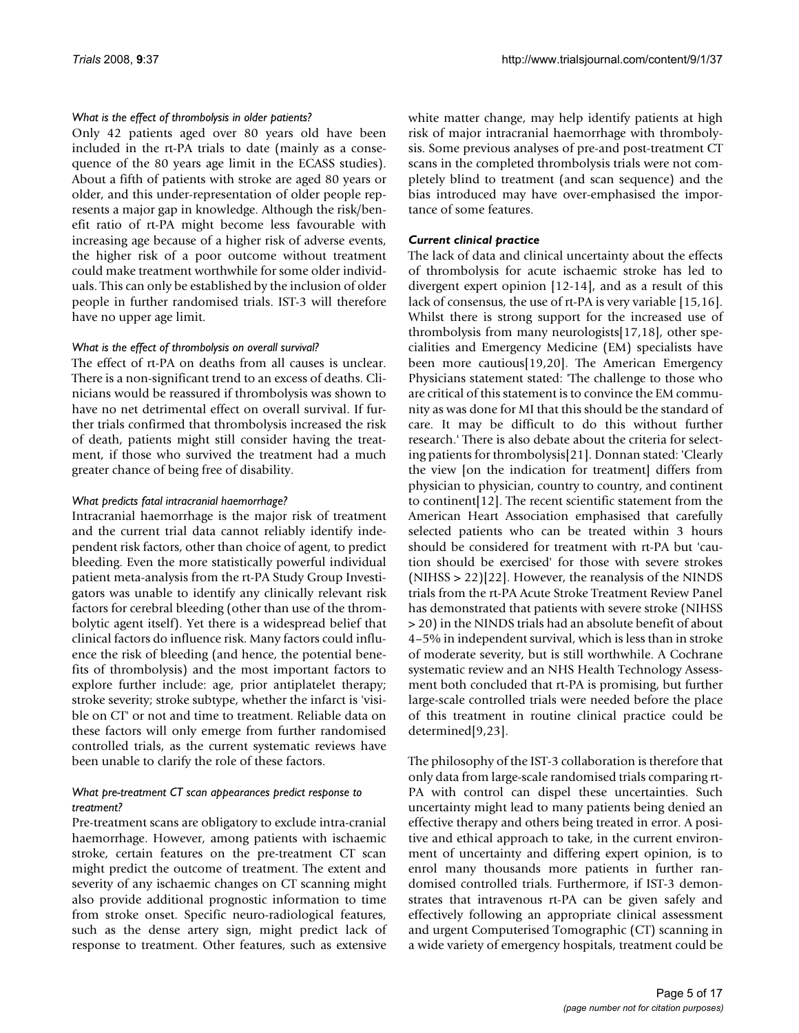#### *What is the effect of thrombolysis in older patients?*

Only 42 patients aged over 80 years old have been included in the rt-PA trials to date (mainly as a consequence of the 80 years age limit in the ECASS studies). About a fifth of patients with stroke are aged 80 years or older, and this under-representation of older people represents a major gap in knowledge. Although the risk/benefit ratio of rt-PA might become less favourable with increasing age because of a higher risk of adverse events, the higher risk of a poor outcome without treatment could make treatment worthwhile for some older individuals. This can only be established by the inclusion of older people in further randomised trials. IST-3 will therefore have no upper age limit.

#### *What is the effect of thrombolysis on overall survival?*

The effect of rt-PA on deaths from all causes is unclear. There is a non-significant trend to an excess of deaths. Clinicians would be reassured if thrombolysis was shown to have no net detrimental effect on overall survival. If further trials confirmed that thrombolysis increased the risk of death, patients might still consider having the treatment, if those who survived the treatment had a much greater chance of being free of disability.

#### *What predicts fatal intracranial haemorrhage?*

Intracranial haemorrhage is the major risk of treatment and the current trial data cannot reliably identify independent risk factors, other than choice of agent, to predict bleeding. Even the more statistically powerful individual patient meta-analysis from the rt-PA Study Group Investigators was unable to identify any clinically relevant risk factors for cerebral bleeding (other than use of the thrombolytic agent itself). Yet there is a widespread belief that clinical factors do influence risk. Many factors could influence the risk of bleeding (and hence, the potential benefits of thrombolysis) and the most important factors to explore further include: age, prior antiplatelet therapy; stroke severity; stroke subtype, whether the infarct is 'visible on CT' or not and time to treatment. Reliable data on these factors will only emerge from further randomised controlled trials, as the current systematic reviews have been unable to clarify the role of these factors.

#### *What pre-treatment CT scan appearances predict response to treatment?*

Pre-treatment scans are obligatory to exclude intra-cranial haemorrhage. However, among patients with ischaemic stroke, certain features on the pre-treatment CT scan might predict the outcome of treatment. The extent and severity of any ischaemic changes on CT scanning might also provide additional prognostic information to time from stroke onset. Specific neuro-radiological features, such as the dense artery sign, might predict lack of response to treatment. Other features, such as extensive white matter change, may help identify patients at high risk of major intracranial haemorrhage with thrombolysis. Some previous analyses of pre-and post-treatment CT scans in the completed thrombolysis trials were not completely blind to treatment (and scan sequence) and the bias introduced may have over-emphasised the importance of some features.

### *Current clinical practice*

The lack of data and clinical uncertainty about the effects of thrombolysis for acute ischaemic stroke has led to divergent expert opinion [12-14], and as a result of this lack of consensus, the use of rt-PA is very variable [15,16]. Whilst there is strong support for the increased use of thrombolysis from many neurologists[17,18], other specialities and Emergency Medicine (EM) specialists have been more cautious[19,20]. The American Emergency Physicians statement stated: 'The challenge to those who are critical of this statement is to convince the EM community as was done for MI that this should be the standard of care. It may be difficult to do this without further research.' There is also debate about the criteria for selecting patients for thrombolysis[21]. Donnan stated: 'Clearly the view [on the indication for treatment] differs from physician to physician, country to country, and continent to continent[12]. The recent scientific statement from the American Heart Association emphasised that carefully selected patients who can be treated within 3 hours should be considered for treatment with rt-PA but 'caution should be exercised' for those with severe strokes (NIHSS > 22)[22]. However, the reanalysis of the NINDS trials from the rt-PA Acute Stroke Treatment Review Panel has demonstrated that patients with severe stroke (NIHSS > 20) in the NINDS trials had an absolute benefit of about 4–5% in independent survival, which is less than in stroke of moderate severity, but is still worthwhile. A Cochrane systematic review and an NHS Health Technology Assessment both concluded that rt-PA is promising, but further large-scale controlled trials were needed before the place of this treatment in routine clinical practice could be determined[9,23].

The philosophy of the IST-3 collaboration is therefore that only data from large-scale randomised trials comparing rt-PA with control can dispel these uncertainties. Such uncertainty might lead to many patients being denied an effective therapy and others being treated in error. A positive and ethical approach to take, in the current environment of uncertainty and differing expert opinion, is to enrol many thousands more patients in further randomised controlled trials. Furthermore, if IST-3 demonstrates that intravenous rt-PA can be given safely and effectively following an appropriate clinical assessment and urgent Computerised Tomographic (CT) scanning in a wide variety of emergency hospitals, treatment could be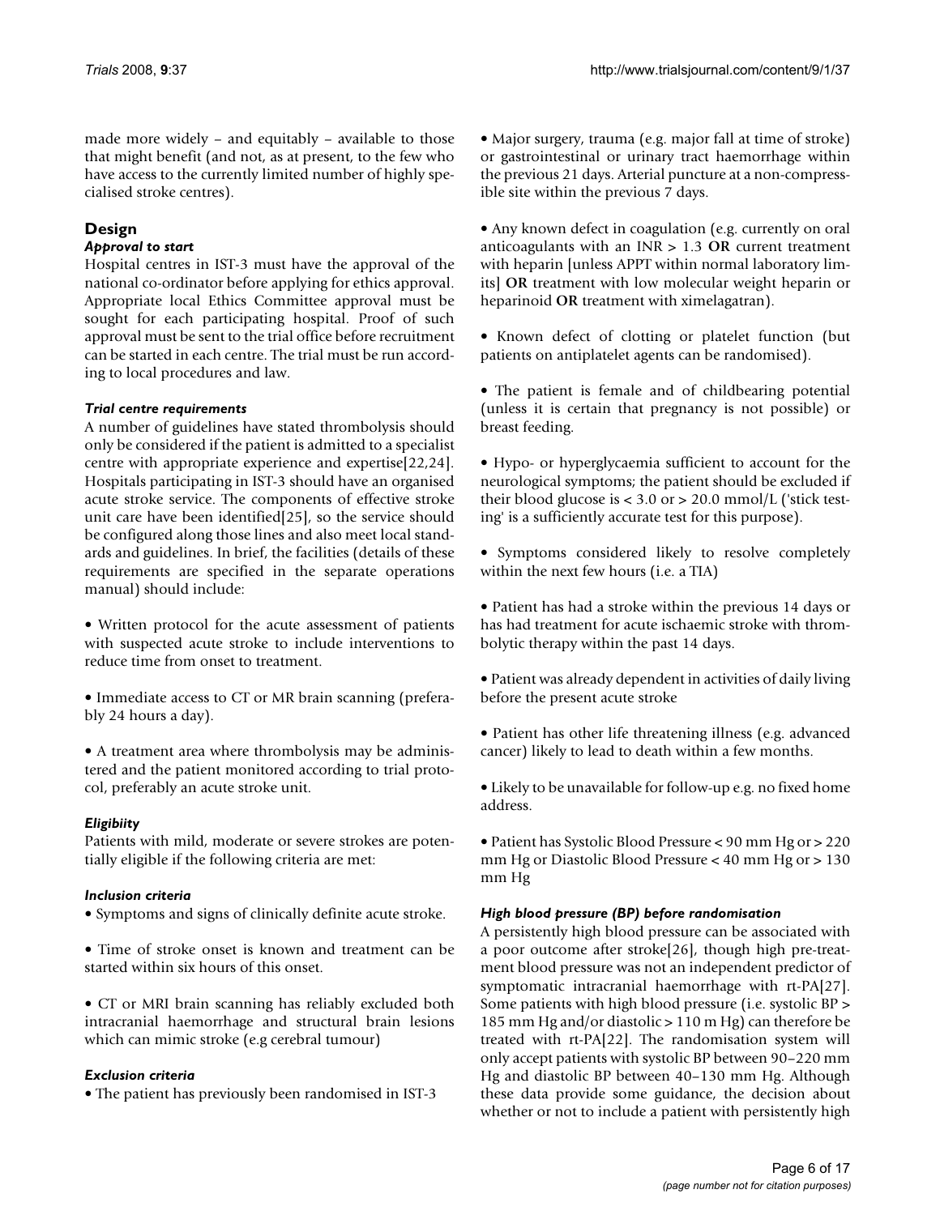made more widely – and equitably – available to those that might benefit (and not, as at present, to the few who have access to the currently limited number of highly specialised stroke centres).

## Design

### *Approval to start*

Hospital centres in IST-3 must have the approval of the national co-ordinator before applying for ethics approval. Appropriate local Ethics Committee approval must be sought for each participating hospital. Proof of such approval must be sent to the trial office before recruitment can be started in each centre. The trial must be run according to local procedures and law.

### *Trial centre requirements*

A number of guidelines have stated thrombolysis should only be considered if the patient is admitted to a specialist centre with appropriate experience and expertise[22,24]. Hospitals participating in IST-3 should have an organised acute stroke service. The components of effective stroke unit care have been identified[25], so the service should be configured along those lines and also meet local standards and guidelines. In brief, the facilities (details of these requirements are specified in the separate operations manual) should include:

• Written protocol for the acute assessment of patients with suspected acute stroke to include interventions to reduce time from onset to treatment.

• Immediate access to CT or MR brain scanning (preferably 24 hours a day).

• A treatment area where thrombolysis may be administered and the patient monitored according to trial protocol, preferably an acute stroke unit.

### *Eligibiity*

Patients with mild, moderate or severe strokes are potentially eligible if the following criteria are met:

### *Inclusion criteria*

• Symptoms and signs of clinically definite acute stroke.

• Time of stroke onset is known and treatment can be started within six hours of this onset.

• CT or MRI brain scanning has reliably excluded both intracranial haemorrhage and structural brain lesions which can mimic stroke (e.g cerebral tumour)

### *Exclusion criteria*

• The patient has previously been randomised in IST-3

• Major surgery, trauma (e.g. major fall at time of stroke) or gastrointestinal or urinary tract haemorrhage within the previous 21 days. Arterial puncture at a non-compressible site within the previous 7 days.

• Any known defect in coagulation (e.g. currently on oral anticoagulants with an INR > 1.3 **OR** current treatment with heparin [unless APPT within normal laboratory limits] **OR** treatment with low molecular weight heparin or heparinoid **OR** treatment with ximelagatran).

• Known defect of clotting or platelet function (but patients on antiplatelet agents can be randomised).

• The patient is female and of childbearing potential (unless it is certain that pregnancy is not possible) or breast feeding.

• Hypo- or hyperglycaemia sufficient to account for the neurological symptoms; the patient should be excluded if their blood glucose is < 3.0 or > 20.0 mmol/L ('stick testing' is a sufficiently accurate test for this purpose).

• Symptoms considered likely to resolve completely within the next few hours (i.e. a TIA)

• Patient has had a stroke within the previous 14 days or has had treatment for acute ischaemic stroke with thrombolytic therapy within the past 14 days.

• Patient was already dependent in activities of daily living before the present acute stroke

• Patient has other life threatening illness (e.g. advanced cancer) likely to lead to death within a few months.

• Likely to be unavailable for follow-up e.g. no fixed home address.

• Patient has Systolic Blood Pressure < 90 mm Hg or > 220 mm Hg or Diastolic Blood Pressure < 40 mm Hg or > 130 mm Hg

### *High blood pressure (BP) before randomisation*

A persistently high blood pressure can be associated with a poor outcome after stroke[26], though high pre-treatment blood pressure was not an independent predictor of symptomatic intracranial haemorrhage with rt-PA[27]. Some patients with high blood pressure (i.e. systolic BP > 185 mm Hg and/or diastolic > 110 m Hg) can therefore be treated with rt-PA[22]. The randomisation system will only accept patients with systolic BP between 90–220 mm Hg and diastolic BP between 40–130 mm Hg. Although these data provide some guidance, the decision about whether or not to include a patient with persistently high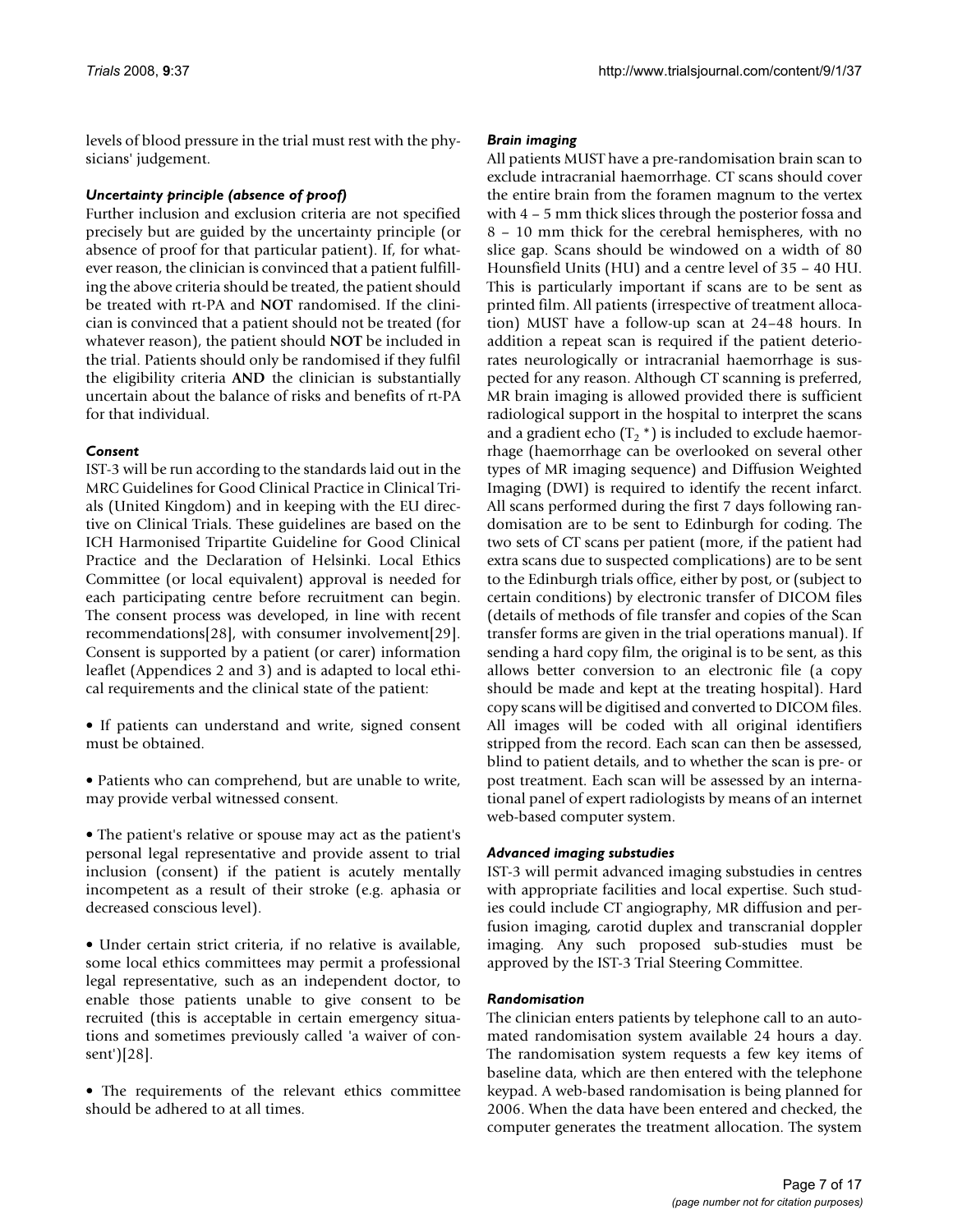levels of blood pressure in the trial must rest with the physicians' judgement.

### *Uncertainty principle (absence of proof)*

Further inclusion and exclusion criteria are not specified precisely but are guided by the uncertainty principle (or absence of proof for that particular patient). If, for whatever reason, the clinician is convinced that a patient fulfilling the above criteria should be treated, the patient should be treated with rt-PA and **NOT** randomised. If the clinician is convinced that a patient should not be treated (for whatever reason), the patient should **NOT** be included in the trial. Patients should only be randomised if they fulfil the eligibility criteria **AND** the clinician is substantially uncertain about the balance of risks and benefits of rt-PA for that individual.

### *Consent*

IST-3 will be run according to the standards laid out in the MRC Guidelines for Good Clinical Practice in Clinical Trials (United Kingdom) and in keeping with the EU directive on Clinical Trials. These guidelines are based on the ICH Harmonised Tripartite Guideline for Good Clinical Practice and the Declaration of Helsinki. Local Ethics Committee (or local equivalent) approval is needed for each participating centre before recruitment can begin. The consent process was developed, in line with recent recommendations[28], with consumer involvement[29]. Consent is supported by a patient (or carer) information leaflet (Appendices 2 and 3) and is adapted to local ethical requirements and the clinical state of the patient:

- If patients can understand and write, signed consent must be obtained.
- Patients who can comprehend, but are unable to write, may provide verbal witnessed consent.
- The patient's relative or spouse may act as the patient's personal legal representative and provide assent to trial inclusion (consent) if the patient is acutely mentally incompetent as a result of their stroke (e.g. aphasia or decreased conscious level).
- Under certain strict criteria, if no relative is available, some local ethics committees may permit a professional legal representative, such as an independent doctor, to enable those patients unable to give consent to be recruited (this is acceptable in certain emergency situations and sometimes previously called 'a waiver of consent')[28].
- The requirements of the relevant ethics committee should be adhered to at all times.

### *Brain imaging*

All patients MUST have a pre-randomisation brain scan to exclude intracranial haemorrhage. CT scans should cover the entire brain from the foramen magnum to the vertex with 4 – 5 mm thick slices through the posterior fossa and 8 – 10 mm thick for the cerebral hemispheres, with no slice gap. Scans should be windowed on a width of 80 Hounsfield Units (HU) and a centre level of 35 – 40 HU. This is particularly important if scans are to be sent as printed film. All patients (irrespective of treatment allocation) MUST have a follow-up scan at 24–48 hours. In addition a repeat scan is required if the patient deteriorates neurologically or intracranial haemorrhage is suspected for any reason. Although CT scanning is preferred, MR brain imaging is allowed provided there is sufficient radiological support in the hospital to interpret the scans and a gradient echo ($T_2$ *) is included to exclude haemorrhage (haemorrhage can be overlooked on several other types of MR imaging sequence) and Diffusion Weighted Imaging (DWI) is required to identify the recent infarct. All scans performed during the first 7 days following randomisation are to be sent to Edinburgh for coding. The two sets of CT scans per patient (more, if the patient had extra scans due to suspected complications) are to be sent to the Edinburgh trials office, either by post, or (subject to certain conditions) by electronic transfer of DICOM files (details of methods of file transfer and copies of the Scan transfer forms are given in the trial operations manual). If sending a hard copy film, the original is to be sent, as this allows better conversion to an electronic file (a copy should be made and kept at the treating hospital). Hard copy scans will be digitised and converted to DICOM files. All images will be coded with all original identifiers stripped from the record. Each scan can then be assessed, blind to patient details, and to whether the scan is pre- or post treatment. Each scan will be assessed by an international panel of expert radiologists by means of an internet web-based computer system.

### *Advanced imaging substudies*

IST-3 will permit advanced imaging substudies in centres with appropriate facilities and local expertise. Such studies could include CT angiography, MR diffusion and perfusion imaging, carotid duplex and transcranial doppler imaging. Any such proposed sub-studies must be approved by the IST-3 Trial Steering Committee.

### *Randomisation*

The clinician enters patients by telephone call to an automated randomisation system available 24 hours a day. The randomisation system requests a few key items of baseline data, which are then entered with the telephone keypad. A web-based randomisation is being planned for 2006. When the data have been entered and checked, the computer generates the treatment allocation. The system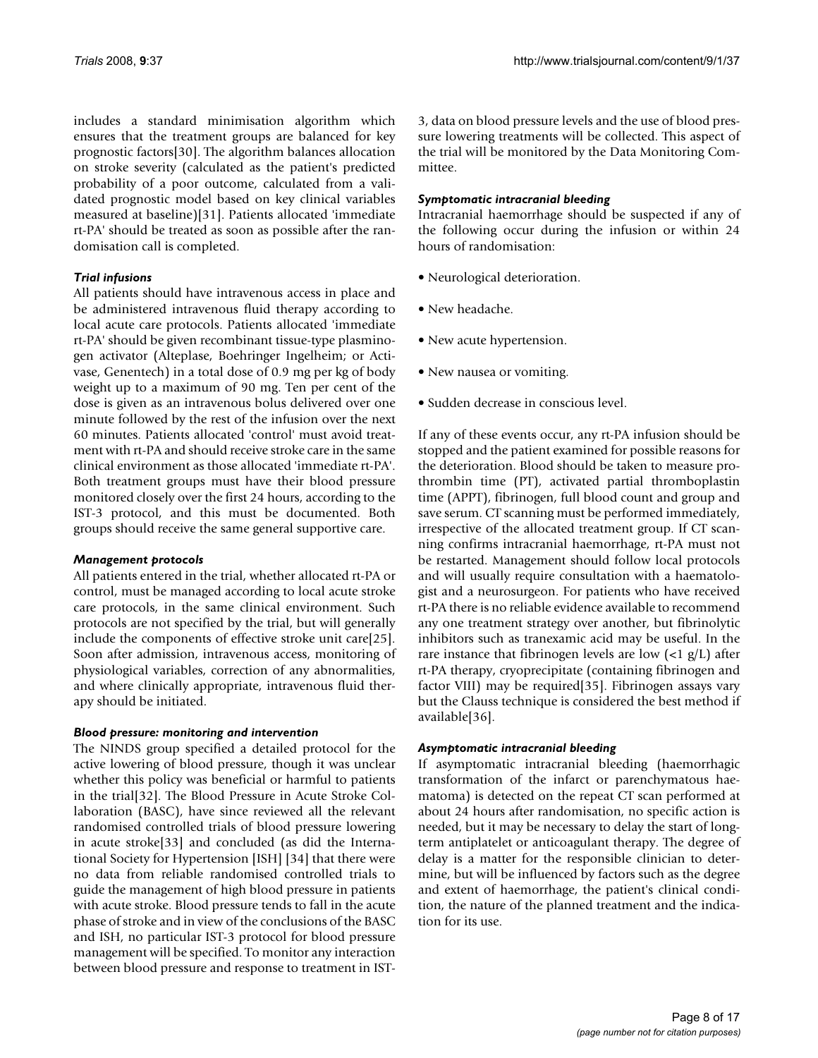includes a standard minimisation algorithm which ensures that the treatment groups are balanced for key prognostic factors[30]. The algorithm balances allocation on stroke severity (calculated as the patient's predicted probability of a poor outcome, calculated from a validated prognostic model based on key clinical variables measured at baseline)[31]. Patients allocated 'immediate rt-PA' should be treated as soon as possible after the randomisation call is completed.

### *Trial infusions*

All patients should have intravenous access in place and be administered intravenous fluid therapy according to local acute care protocols. Patients allocated 'immediate rt-PA' should be given recombinant tissue-type plasminogen activator (Alteplase, Boehringer Ingelheim; or Activase, Genentech) in a total dose of 0.9 mg per kg of body weight up to a maximum of 90 mg. Ten per cent of the dose is given as an intravenous bolus delivered over one minute followed by the rest of the infusion over the next 60 minutes. Patients allocated 'control' must avoid treatment with rt-PA and should receive stroke care in the same clinical environment as those allocated 'immediate rt-PA'. Both treatment groups must have their blood pressure monitored closely over the first 24 hours, according to the IST-3 protocol, and this must be documented. Both groups should receive the same general supportive care.

### *Management protocols*

All patients entered in the trial, whether allocated rt-PA or control, must be managed according to local acute stroke care protocols, in the same clinical environment. Such protocols are not specified by the trial, but will generally include the components of effective stroke unit care[25]. Soon after admission, intravenous access, monitoring of physiological variables, correction of any abnormalities, and where clinically appropriate, intravenous fluid therapy should be initiated.

### *Blood pressure: monitoring and intervention*

The NINDS group specified a detailed protocol for the active lowering of blood pressure, though it was unclear whether this policy was beneficial or harmful to patients in the trial[32]. The Blood Pressure in Acute Stroke Collaboration (BASC), have since reviewed all the relevant randomised controlled trials of blood pressure lowering in acute stroke[33] and concluded (as did the International Society for Hypertension [ISH] [34] that there were no data from reliable randomised controlled trials to guide the management of high blood pressure in patients with acute stroke. Blood pressure tends to fall in the acute phase of stroke and in view of the conclusions of the BASC and ISH, no particular IST-3 protocol for blood pressure management will be specified. To monitor any interaction between blood pressure and response to treatment in IST-3, data on blood pressure levels and the use of blood pressure lowering treatments will be collected. This aspect of the trial will be monitored by the Data Monitoring Committee.

### *Symptomatic intracranial bleeding*

Intracranial haemorrhage should be suspected if any of the following occur during the infusion or within 24 hours of randomisation:

- Neurological deterioration.
- New headache.
- New acute hypertension.
- New nausea or vomiting.
- Sudden decrease in conscious level.

If any of these events occur, any rt-PA infusion should be stopped and the patient examined for possible reasons for the deterioration. Blood should be taken to measure prothrombin time (PT), activated partial thromboplastin time (APPT), fibrinogen, full blood count and group and save serum. CT scanning must be performed immediately, irrespective of the allocated treatment group. If CT scanning confirms intracranial haemorrhage, rt-PA must not be restarted. Management should follow local protocols and will usually require consultation with a haematologist and a neurosurgeon. For patients who have received rt-PA there is no reliable evidence available to recommend any one treatment strategy over another, but fibrinolytic inhibitors such as tranexamic acid may be useful. In the rare instance that fibrinogen levels are low (<1 g/L) after rt-PA therapy, cryoprecipitate (containing fibrinogen and factor VIII) may be required[35]. Fibrinogen assays vary but the Clauss technique is considered the best method if available[36].

### *Asymptomatic intracranial bleeding*

If asymptomatic intracranial bleeding (haemorrhagic transformation of the infarct or parenchymatous haematoma) is detected on the repeat CT scan performed at about 24 hours after randomisation, no specific action is needed, but it may be necessary to delay the start of long-term antiplatelet or anticoagulant therapy. The degree of delay is a matter for the responsible clinician to determine, but will be influenced by factors such as the degree and extent of haemorrhage, the patient's clinical condition, the nature of the planned treatment and the indication for its use.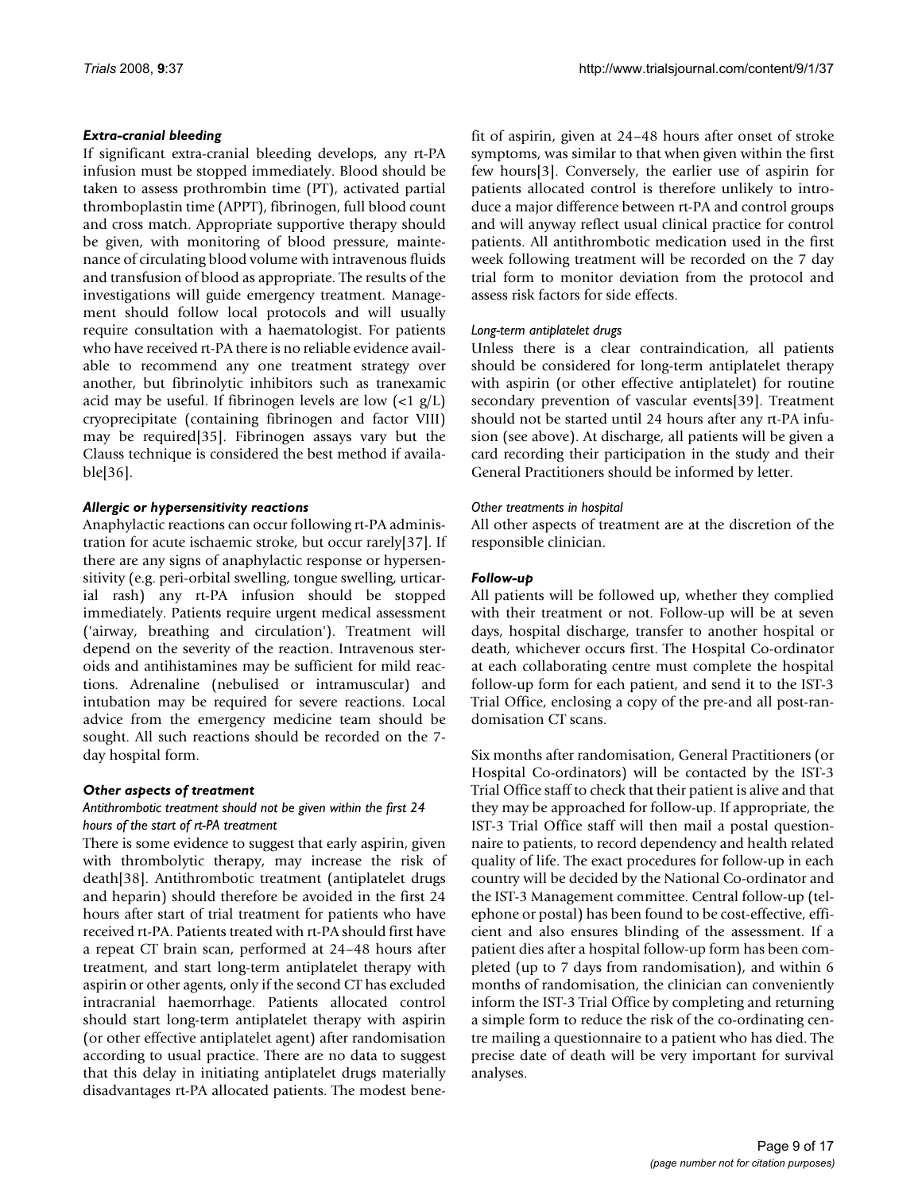#### *Extra-cranial bleeding*

If significant extra-cranial bleeding develops, any rt-PA infusion must be stopped immediately. Blood should be taken to assess prothrombin time (PT), activated partial thromboplastin time (APPT), fibrinogen, full blood count and cross match. Appropriate supportive therapy should be given, with monitoring of blood pressure, maintenance of circulating blood volume with intravenous fluids and transfusion of blood as appropriate. The results of the investigations will guide emergency treatment. Management should follow local protocols and will usually require consultation with a haematologist. For patients who have received rt-PA there is no reliable evidence available to recommend any one treatment strategy over another, but fibrinolytic inhibitors such as tranexamic acid may be useful. If fibrinogen levels are low (<1 g/L) cryoprecipitate (containing fibrinogen and factor VIII) may be required[35]. Fibrinogen assays vary but the Clauss technique is considered the best method if available[36].

#### *Allergic or hypersensitivity reactions*

Anaphylactic reactions can occur following rt-PA administration for acute ischaemic stroke, but occur rarely[37]. If there are any signs of anaphylactic response or hypersensitivity (e.g. peri-orbital swelling, tongue swelling, urticarial rash) any rt-PA infusion should be stopped immediately. Patients require urgent medical assessment ('airway, breathing and circulation'). Treatment will depend on the severity of the reaction. Intravenous steroids and antihistamines may be sufficient for mild reactions. Adrenaline (nebulised or intramuscular) and intubation may be required for severe reactions. Local advice from the emergency medicine team should be sought. All such reactions should be recorded on the 7-day hospital form.

#### *Other aspects of treatment*

##### *Antithrombotic treatment should not be given within the first 24 hours of the start of rt-PA treatment*

There is some evidence to suggest that early aspirin, given with thrombolytic therapy, may increase the risk of death[38]. Antithrombotic treatment (antiplatelet drugs and heparin) should therefore be avoided in the first 24 hours after start of trial treatment for patients who have received rt-PA. Patients treated with rt-PA should first have a repeat CT brain scan, performed at 24–48 hours after treatment, and start long-term antiplatelet therapy with aspirin or other agents, only if the second CT has excluded intracranial haemorrhage. Patients allocated control should start long-term antiplatelet therapy with aspirin (or other effective antiplatelet agent) after randomisation according to usual practice. There are no data to suggest that this delay in initiating antiplatelet drugs materially disadvantages rt-PA allocated patients. The modest benefit of aspirin, given at 24–48 hours after onset of stroke symptoms, was similar to that when given within the first few hours[3]. Conversely, the earlier use of aspirin for patients allocated control is therefore unlikely to introduce a major difference between rt-PA and control groups and will anyway reflect usual clinical practice for control patients. All antithrombotic medication used in the first week following treatment will be recorded on the 7 day trial form to monitor deviation from the protocol and assess risk factors for side effects.

##### *Long-term antiplatelet drugs*

Unless there is a clear contraindication, all patients should be considered for long-term antiplatelet therapy with aspirin (or other effective antiplatelet) for routine secondary prevention of vascular events[39]. Treatment should not be started until 24 hours after any rt-PA infusion (see above). At discharge, all patients will be given a card recording their participation in the study and their General Practitioners should be informed by letter.

##### *Other treatments in hospital*

All other aspects of treatment are at the discretion of the responsible clinician.

#### *Follow-up*

All patients will be followed up, whether they complied with their treatment or not. Follow-up will be at seven days, hospital discharge, transfer to another hospital or death, whichever occurs first. The Hospital Co-ordinator at each collaborating centre must complete the hospital follow-up form for each patient, and send it to the IST-3 Trial Office, enclosing a copy of the pre-and all post-randomisation CT scans.

Six months after randomisation, General Practitioners (or Hospital Co-ordinators) will be contacted by the IST-3 Trial Office staff to check that their patient is alive and that they may be approached for follow-up. If appropriate, the IST-3 Trial Office staff will then mail a postal questionnaire to patients, to record dependency and health related quality of life. The exact procedures for follow-up in each country will be decided by the National Co-ordinator and the IST-3 Management committee. Central follow-up (telephone or postal) has been found to be cost-effective, efficient and also ensures blinding of the assessment. If a patient dies after a hospital follow-up form has been completed (up to 7 days from randomisation), and within 6 months of randomisation, the clinician can conveniently inform the IST-3 Trial Office by completing and returning a simple form to reduce the risk of the co-ordinating centre mailing a questionnaire to a patient who has died. The precise date of death will be very important for survival analyses.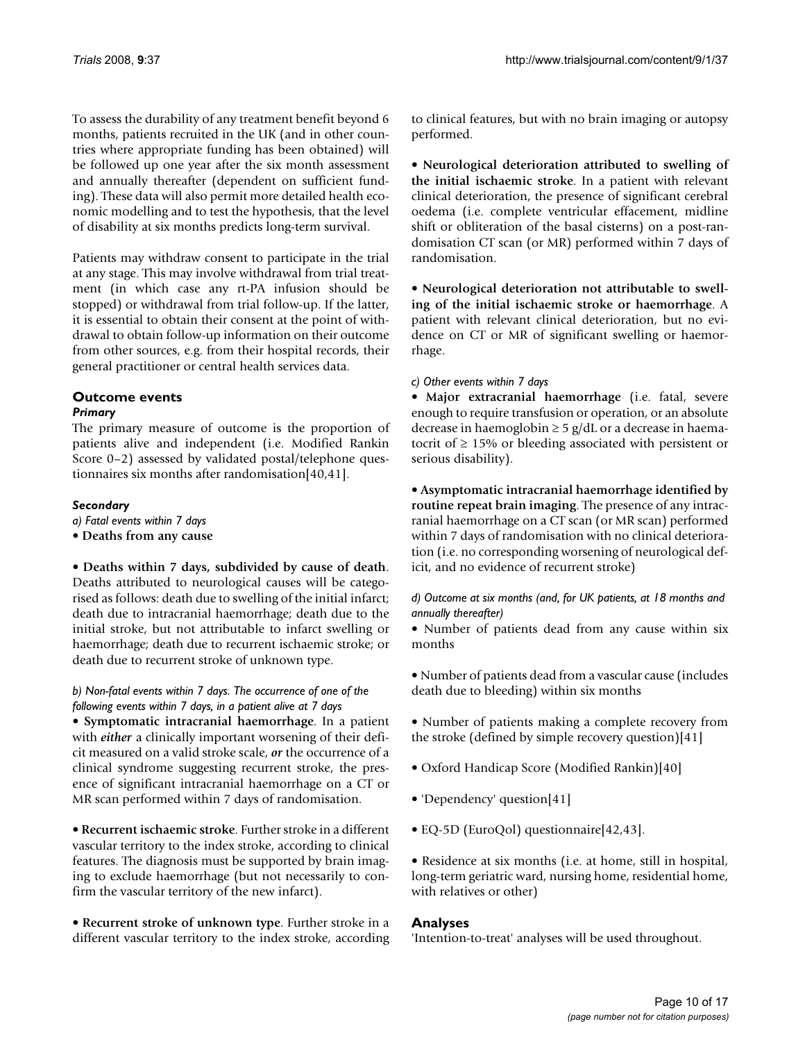To assess the durability of any treatment benefit beyond 6 months, patients recruited in the UK (and in other countries where appropriate funding has been obtained) will be followed up one year after the six month assessment and annually thereafter (dependent on sufficient funding). These data will also permit more detailed health economic modelling and to test the hypothesis, that the level of disability at six months predicts long-term survival.

Patients may withdraw consent to participate in the trial at any stage. This may involve withdrawal from trial treatment (in which case any rt-PA infusion should be stopped) or withdrawal from trial follow-up. If the latter, it is essential to obtain their consent at the point of withdrawal to obtain follow-up information on their outcome from other sources, e.g. from their hospital records, their general practitioner or central health services data.

## Outcome events

### *Primary*

The primary measure of outcome is the proportion of patients alive and independent (i.e. Modified Rankin Score 0–2) assessed by validated postal/telephone questionnaires six months after randomisation[40,41].

### *Secondary*

*a) Fatal events within 7 days*

• **Deaths from any cause**

• **Deaths within 7 days, subdivided by cause of death**. Deaths attributed to neurological causes will be categorised as follows: death due to swelling of the initial infarct; death due to intracranial haemorrhage; death due to the initial stroke, but not attributable to infarct swelling or haemorrhage; death due to recurrent ischaemic stroke; or death due to recurrent stroke of unknown type.

*b) Non-fatal events within 7 days. The occurrence of one of the following events within 7 days, in a patient alive at 7 days*

• **Symptomatic intracranial haemorrhage**. In a patient with ***either*** a clinically important worsening of their deficit measured on a valid stroke scale, ***or*** the occurrence of a clinical syndrome suggesting recurrent stroke, the presence of significant intracranial haemorrhage on a CT or MR scan performed within 7 days of randomisation.

• **Recurrent ischaemic stroke**. Further stroke in a different vascular territory to the index stroke, according to clinical features. The diagnosis must be supported by brain imaging to exclude haemorrhage (but not necessarily to confirm the vascular territory of the new infarct).

• **Recurrent stroke of unknown type**. Further stroke in a different vascular territory to the index stroke, according to clinical features, but with no brain imaging or autopsy performed.

• **Neurological deterioration attributed to swelling of the initial ischaemic stroke**. In a patient with relevant clinical deterioration, the presence of significant cerebral oedema (i.e. complete ventricular effacement, midline shift or obliteration of the basal cisterns) on a post-randomisation CT scan (or MR) performed within 7 days of randomisation.

• **Neurological deterioration not attributable to swelling of the initial ischaemic stroke or haemorrhage**. A patient with relevant clinical deterioration, but no evidence on CT or MR of significant swelling or haemorrhage.

*c) Other events within 7 days*

• **Major extracranial haemorrhage** (i.e. fatal, severe enough to require transfusion or operation, or an absolute decrease in haemoglobin ≥ 5 g/dL or a decrease in haematocrit of ≥ 15% or bleeding associated with persistent or serious disability).

• **Asymptomatic intracranial haemorrhage identified by routine repeat brain imaging**. The presence of any intracranial haemorrhage on a CT scan (or MR scan) performed within 7 days of randomisation with no clinical deterioration (i.e. no corresponding worsening of neurological deficit, and no evidence of recurrent stroke)

*d) Outcome at six months (and, for UK patients, at 18 months and annually thereafter)*

• Number of patients dead from any cause within six months

• Number of patients dead from a vascular cause (includes death due to bleeding) within six months

• Number of patients making a complete recovery from the stroke (defined by simple recovery question)[41]

• Oxford Handicap Score (Modified Rankin)[40]

• 'Dependency' question[41]

• EQ-5D (EuroQol) questionnaire[42,43].

• Residence at six months (i.e. at home, still in hospital, long-term geriatric ward, nursing home, residential home, with relatives or other)

## Analyses

'Intention-to-treat' analyses will be used throughout.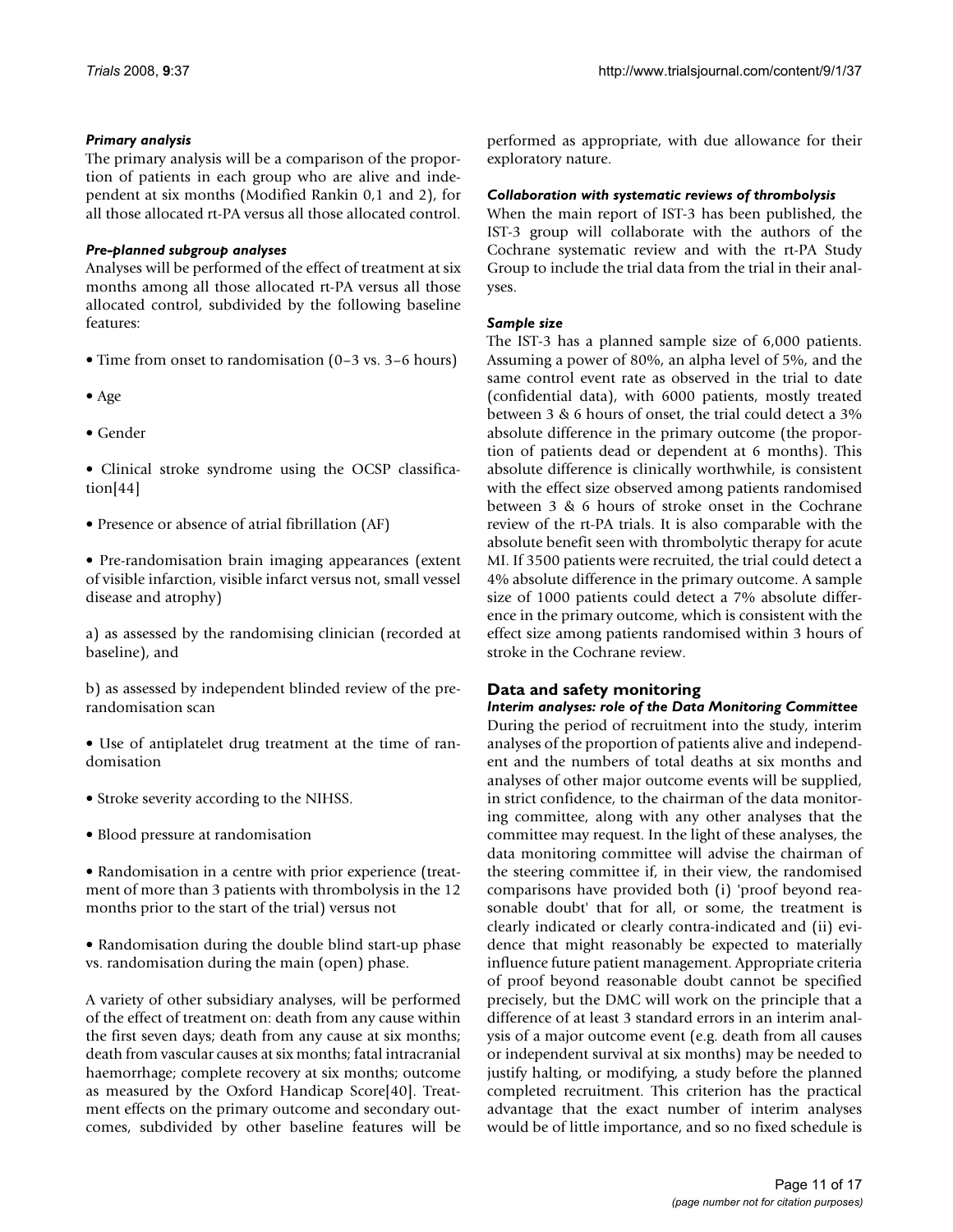#### *Primary analysis*

The primary analysis will be a comparison of the proportion of patients in each group who are alive and independent at six months (Modified Rankin 0,1 and 2), for all those allocated rt-PA versus all those allocated control.

#### *Pre-planned subgroup analyses*

Analyses will be performed of the effect of treatment at six months among all those allocated rt-PA versus all those allocated control, subdivided by the following baseline features:

- Time from onset to randomisation (0–3 vs. 3–6 hours)
- Age
- Gender
- Clinical stroke syndrome using the OCSP classification[44]
- Presence or absence of atrial fibrillation (AF)
- Pre-randomisation brain imaging appearances (extent of visible infarction, visible infarct versus not, small vessel disease and atrophy)

a) as assessed by the randomising clinician (recorded at baseline), and

b) as assessed by independent blinded review of the pre-randomisation scan

- Use of antiplatelet drug treatment at the time of randomisation
- Stroke severity according to the NIHSS.
- Blood pressure at randomisation
- Randomisation in a centre with prior experience (treatment of more than 3 patients with thrombolysis in the 12 months prior to the start of the trial) versus not
- Randomisation during the double blind start-up phase vs. randomisation during the main (open) phase.

A variety of other subsidiary analyses, will be performed of the effect of treatment on: death from any cause within the first seven days; death from any cause at six months; death from vascular causes at six months; fatal intracranial haemorrhage; complete recovery at six months; outcome as measured by the Oxford Handicap Score[40]. Treatment effects on the primary outcome and secondary outcomes, subdivided by other baseline features will be performed as appropriate, with due allowance for their exploratory nature.

#### *Collaboration with systematic reviews of thrombolysis*

When the main report of IST-3 has been published, the IST-3 group will collaborate with the authors of the Cochrane systematic review and with the rt-PA Study Group to include the trial data from the trial in their analyses.

#### *Sample size*

The IST-3 has a planned sample size of 6,000 patients. Assuming a power of 80%, an alpha level of 5%, and the same control event rate as observed in the trial to date (confidential data), with 6000 patients, mostly treated between 3 & 6 hours of onset, the trial could detect a 3% absolute difference in the primary outcome (the proportion of patients dead or dependent at 6 months). This absolute difference is clinically worthwhile, is consistent with the effect size observed among patients randomised between 3 & 6 hours of stroke onset in the Cochrane review of the rt-PA trials. It is also comparable with the absolute benefit seen with thrombolytic therapy for acute MI. If 3500 patients were recruited, the trial could detect a 4% absolute difference in the primary outcome. A sample size of 1000 patients could detect a 7% absolute difference in the primary outcome, which is consistent with the effect size among patients randomised within 3 hours of stroke in the Cochrane review.

### Data and safety monitoring

#### *Interim analyses: role of the Data Monitoring Committee*

During the period of recruitment into the study, interim analyses of the proportion of patients alive and independent and the numbers of total deaths at six months and analyses of other major outcome events will be supplied, in strict confidence, to the chairman of the data monitoring committee, along with any other analyses that the committee may request. In the light of these analyses, the data monitoring committee will advise the chairman of the steering committee if, in their view, the randomised comparisons have provided both (i) 'proof beyond reasonable doubt' that for all, or some, the treatment is clearly indicated or clearly contra-indicated and (ii) evidence that might reasonably be expected to materially influence future patient management. Appropriate criteria of proof beyond reasonable doubt cannot be specified precisely, but the DMC will work on the principle that a difference of at least 3 standard errors in an interim analysis of a major outcome event (e.g. death from all causes or independent survival at six months) may be needed to justify halting, or modifying, a study before the planned completed recruitment. This criterion has the practical advantage that the exact number of interim analyses would be of little importance, and so no fixed schedule is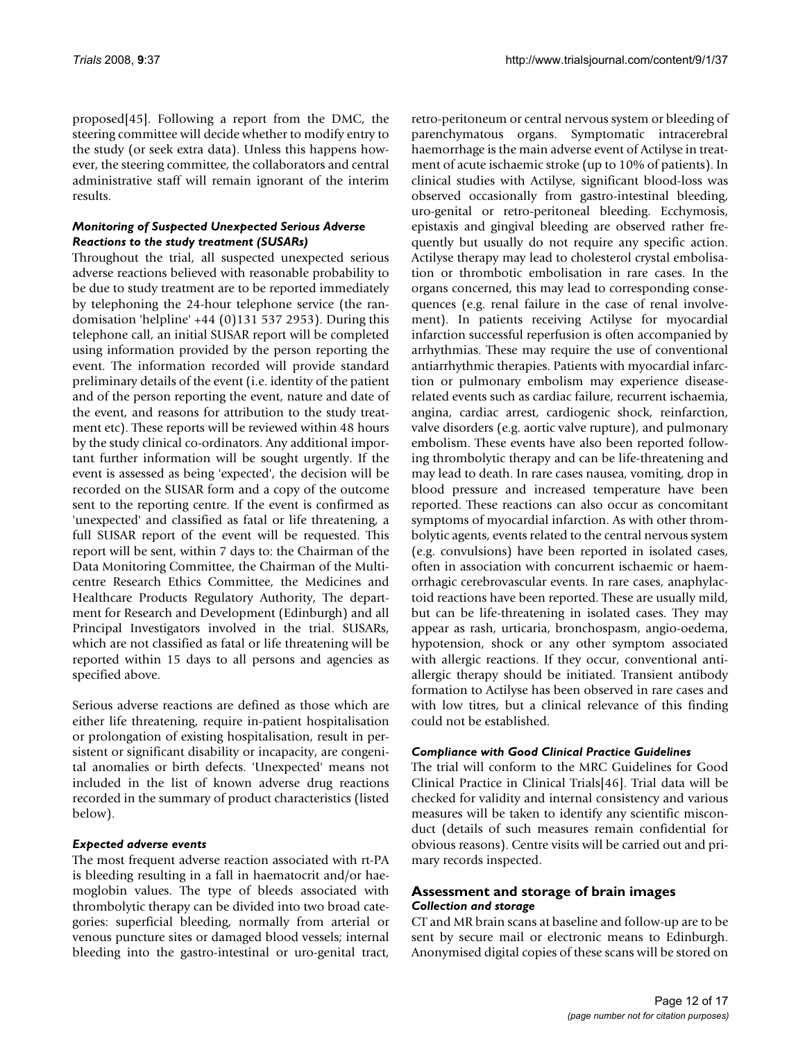proposed[45]. Following a report from the DMC, the steering committee will decide whether to modify entry to the study (or seek extra data). Unless this happens however, the steering committee, the collaborators and central administrative staff will remain ignorant of the interim results.

### *Monitoring of Suspected Unexpected Serious Adverse Reactions to the study treatment (SUSARs)*

Throughout the trial, all suspected unexpected serious adverse reactions believed with reasonable probability to be due to study treatment are to be reported immediately by telephoning the 24-hour telephone service (the randomisation 'helpline' +44 (0)131 537 2953). During this telephone call, an initial SUSAR report will be completed using information provided by the person reporting the event. The information recorded will provide standard preliminary details of the event (i.e. identity of the patient and of the person reporting the event, nature and date of the event, and reasons for attribution to the study treatment etc). These reports will be reviewed within 48 hours by the study clinical co-ordinators. Any additional important further information will be sought urgently. If the event is assessed as being 'expected', the decision will be recorded on the SUSAR form and a copy of the outcome sent to the reporting centre. If the event is confirmed as 'unexpected' and classified as fatal or life threatening, a full SUSAR report of the event will be requested. This report will be sent, within 7 days to: the Chairman of the Data Monitoring Committee, the Chairman of the Multicentre Research Ethics Committee, the Medicines and Healthcare Products Regulatory Authority, The department for Research and Development (Edinburgh) and all Principal Investigators involved in the trial. SUSARs, which are not classified as fatal or life threatening will be reported within 15 days to all persons and agencies as specified above.

Serious adverse reactions are defined as those which are either life threatening, require in-patient hospitalisation or prolongation of existing hospitalisation, result in persistent or significant disability or incapacity, are congenital anomalies or birth defects. 'Unexpected' means not included in the list of known adverse drug reactions recorded in the summary of product characteristics (listed below).

### *Expected adverse events*

The most frequent adverse reaction associated with rt-PA is bleeding resulting in a fall in haematocrit and/or haemoglobin values. The type of bleeds associated with thrombolytic therapy can be divided into two broad categories: superficial bleeding, normally from arterial or venous puncture sites or damaged blood vessels; internal bleeding into the gastro-intestinal or uro-genital tract, retro-peritoneum or central nervous system or bleeding of parenchymatous organs. Symptomatic intracerebral haemorrhage is the main adverse event of Actilyse in treatment of acute ischaemic stroke (up to 10% of patients). In clinical studies with Actilyse, significant blood-loss was observed occasionally from gastro-intestinal bleeding, uro-genital or retro-peritoneal bleeding. Ecchymosis, epistaxis and gingival bleeding are observed rather frequently but usually do not require any specific action. Actilyse therapy may lead to cholesterol crystal embolisation or thrombotic embolisation in rare cases. In the organs concerned, this may lead to corresponding consequences (e.g. renal failure in the case of renal involvement). In patients receiving Actilyse for myocardial infarction successful reperfusion is often accompanied by arrhythmias. These may require the use of conventional antiarrhythmic therapies. Patients with myocardial infarction or pulmonary embolism may experience disease-related events such as cardiac failure, recurrent ischaemia, angina, cardiac arrest, cardiogenic shock, reinfarction, valve disorders (e.g. aortic valve rupture), and pulmonary embolism. These events have also been reported following thrombolytic therapy and can be life-threatening and may lead to death. In rare cases nausea, vomiting, drop in blood pressure and increased temperature have been reported. These reactions can also occur as concomitant symptoms of myocardial infarction. As with other thrombolytic agents, events related to the central nervous system (e.g. convulsions) have been reported in isolated cases, often in association with concurrent ischaemic or haemorrhagic cerebrovascular events. In rare cases, anaphylactoid reactions have been reported. These are usually mild, but can be life-threatening in isolated cases. They may appear as rash, urticaria, bronchospasm, angio-oedema, hypotension, shock or any other symptom associated with allergic reactions. If they occur, conventional anti-allergic therapy should be initiated. Transient antibody formation to Actilyse has been observed in rare cases and with low titres, but a clinical relevance of this finding could not be established.

### *Compliance with Good Clinical Practice Guidelines*

The trial will conform to the MRC Guidelines for Good Clinical Practice in Clinical Trials[46]. Trial data will be checked for validity and internal consistency and various measures will be taken to identify any scientific misconduct (details of such measures remain confidential for obvious reasons). Centre visits will be carried out and primary records inspected.

## Assessment and storage of brain images

### *Collection and storage*

CT and MR brain scans at baseline and follow-up are to be sent by secure mail or electronic means to Edinburgh. Anonymised digital copies of these scans will be stored on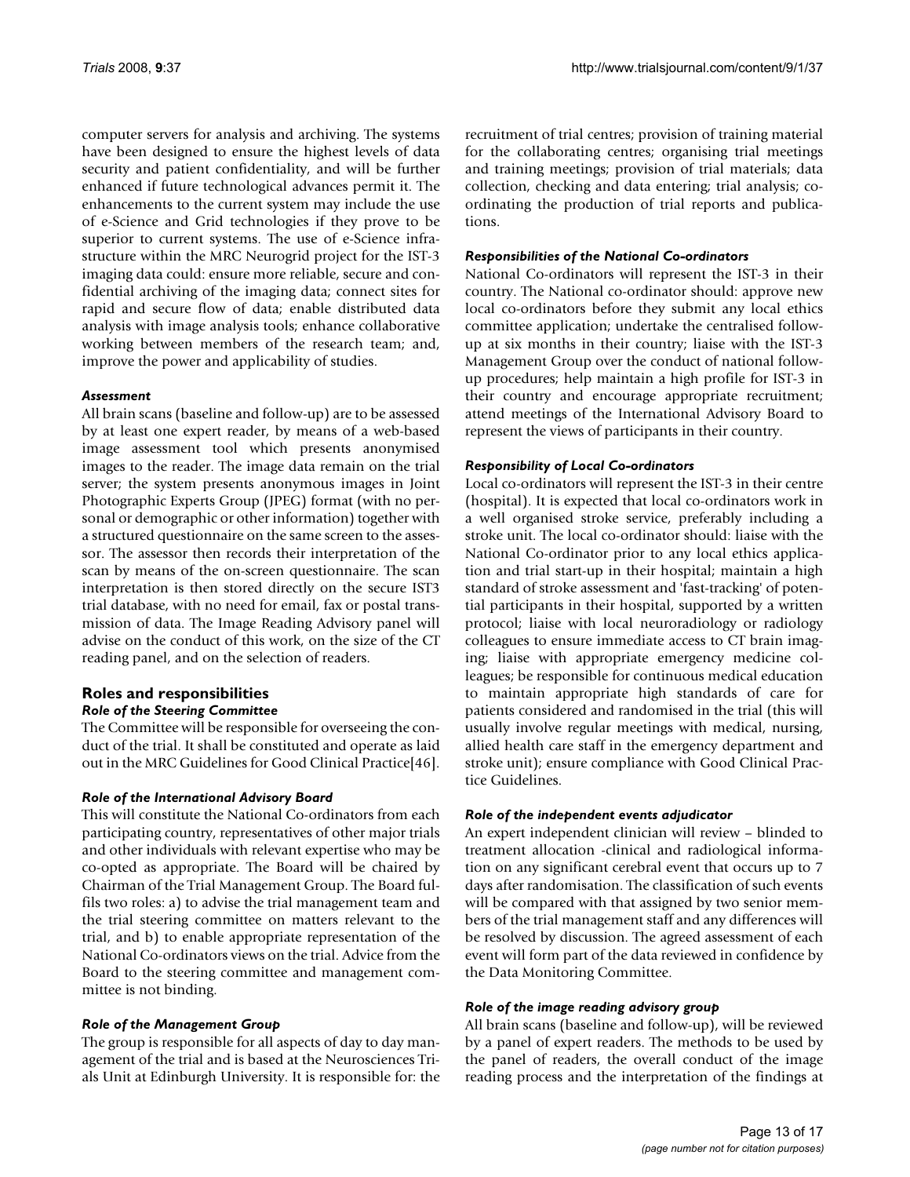computer servers for analysis and archiving. The systems have been designed to ensure the highest levels of data security and patient confidentiality, and will be further enhanced if future technological advances permit it. The enhancements to the current system may include the use of e-Science and Grid technologies if they prove to be superior to current systems. The use of e-Science infrastructure within the MRC Neurogrid project for the IST-3 imaging data could: ensure more reliable, secure and confidential archiving of the imaging data; connect sites for rapid and secure flow of data; enable distributed data analysis with image analysis tools; enhance collaborative working between members of the research team; and, improve the power and applicability of studies.

#### *Assessment*

All brain scans (baseline and follow-up) are to be assessed by at least one expert reader, by means of a web-based image assessment tool which presents anonymised images to the reader. The image data remain on the trial server; the system presents anonymous images in Joint Photographic Experts Group (JPEG) format (with no personal or demographic or other information) together with a structured questionnaire on the same screen to the assessor. The assessor then records their interpretation of the scan by means of the on-screen questionnaire. The scan interpretation is then stored directly on the secure IST3 trial database, with no need for email, fax or postal transmission of data. The Image Reading Advisory panel will advise on the conduct of this work, on the size of the CT reading panel, and on the selection of readers.

### Roles and responsibilities

#### *Role of the Steering Committee*

The Committee will be responsible for overseeing the conduct of the trial. It shall be constituted and operate as laid out in the MRC Guidelines for Good Clinical Practice[46].

#### *Role of the International Advisory Board*

This will constitute the National Co-ordinators from each participating country, representatives of other major trials and other individuals with relevant expertise who may be co-opted as appropriate. The Board will be chaired by Chairman of the Trial Management Group. The Board fulfils two roles: a) to advise the trial management team and the trial steering committee on matters relevant to the trial, and b) to enable appropriate representation of the National Co-ordinators views on the trial. Advice from the Board to the steering committee and management committee is not binding.

#### *Role of the Management Group*

The group is responsible for all aspects of day to day management of the trial and is based at the Neurosciences Trials Unit at Edinburgh University. It is responsible for: the recruitment of trial centres; provision of training material for the collaborating centres; organising trial meetings and training meetings; provision of trial materials; data collection, checking and data entering; trial analysis; co-ordinating the production of trial reports and publications.

#### *Responsibilities of the National Co-ordinators*

National Co-ordinators will represent the IST-3 in their country. The National co-ordinator should: approve new local co-ordinators before they submit any local ethics committee application; undertake the centralised follow-up at six months in their country; liaise with the IST-3 Management Group over the conduct of national follow-up procedures; help maintain a high profile for IST-3 in their country and encourage appropriate recruitment; attend meetings of the International Advisory Board to represent the views of participants in their country.

#### *Responsibility of Local Co-ordinators*

Local co-ordinators will represent the IST-3 in their centre (hospital). It is expected that local co-ordinators work in a well organised stroke service, preferably including a stroke unit. The local co-ordinator should: liaise with the National Co-ordinator prior to any local ethics application and trial start-up in their hospital; maintain a high standard of stroke assessment and 'fast-tracking' of potential participants in their hospital, supported by a written protocol; liaise with local neuroradiology or radiology colleagues to ensure immediate access to CT brain imaging; liaise with appropriate emergency medicine colleagues; be responsible for continuous medical education to maintain appropriate high standards of care for patients considered and randomised in the trial (this will usually involve regular meetings with medical, nursing, allied health care staff in the emergency department and stroke unit); ensure compliance with Good Clinical Practice Guidelines.

#### *Role of the independent events adjudicator*

An expert independent clinician will review – blinded to treatment allocation -clinical and radiological information on any significant cerebral event that occurs up to 7 days after randomisation. The classification of such events will be compared with that assigned by two senior members of the trial management staff and any differences will be resolved by discussion. The agreed assessment of each event will form part of the data reviewed in confidence by the Data Monitoring Committee.

#### *Role of the image reading advisory group*

All brain scans (baseline and follow-up), will be reviewed by a panel of expert readers. The methods to be used by the panel of readers, the overall conduct of the image reading process and the interpretation of the findings at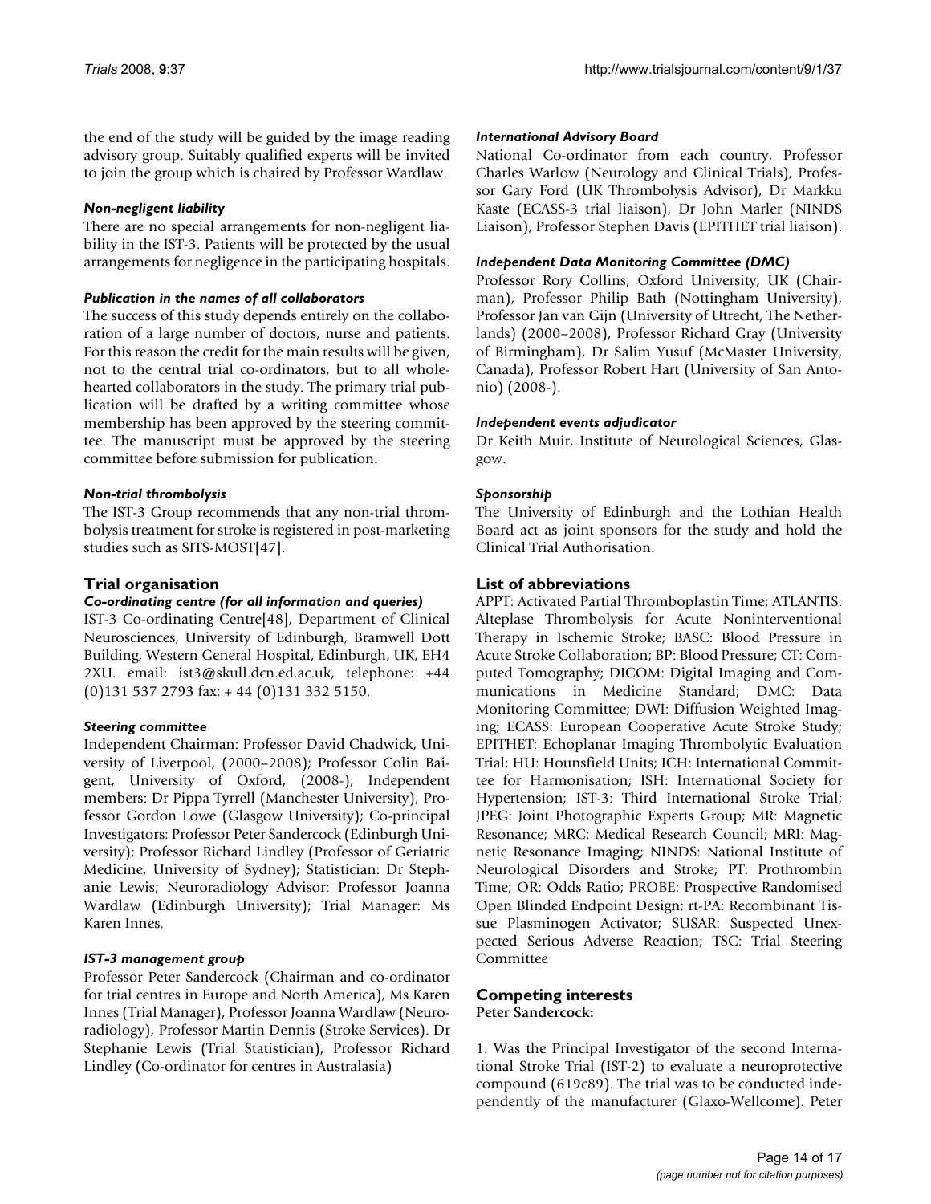the end of the study will be guided by the image reading advisory group. Suitably qualified experts will be invited to join the group which is chaired by Professor Wardlaw.

#### *Non-negligent liability*

There are no special arrangements for non-negligent liability in the IST-3. Patients will be protected by the usual arrangements for negligence in the participating hospitals.

#### *Publication in the names of all collaborators*

The success of this study depends entirely on the collaboration of a large number of doctors, nurse and patients. For this reason the credit for the main results will be given, not to the central trial co-ordinators, but to all whole-hearted collaborators in the study. The primary trial publication will be drafted by a writing committee whose membership has been approved by the steering committee. The manuscript must be approved by the steering committee before submission for publication.

#### *Non-trial thrombolysis*

The IST-3 Group recommends that any non-trial thrombolysis treatment for stroke is registered in post-marketing studies such as SITS-MOST[47].

## Trial organisation

#### *Co-ordinating centre (for all information and queries)*

IST-3 Co-ordinating Centre[48], Department of Clinical Neurosciences, University of Edinburgh, Bramwell Dott Building, Western General Hospital, Edinburgh, UK, EH4 2XU. email: ist3@skull.dcn.ed.ac.uk, telephone: +44 (0)131 537 2793 fax: + 44 (0)131 332 5150.

#### *Steering committee*

Independent Chairman: Professor David Chadwick, University of Liverpool, (2000–2008); Professor Colin Baigent, University of Oxford, (2008-); Independent members: Dr Pippa Tyrrell (Manchester University), Professor Gordon Lowe (Glasgow University); Co-principal Investigators: Professor Peter Sandercock (Edinburgh University); Professor Richard Lindley (Professor of Geriatric Medicine, University of Sydney); Statistician: Dr Stephanie Lewis; Neuroradiology Advisor: Professor Joanna Wardlaw (Edinburgh University); Trial Manager: Ms Karen Innes.

#### *IST-3 management group*

Professor Peter Sandercock (Chairman and co-ordinator for trial centres in Europe and North America), Ms Karen Innes (Trial Manager), Professor Joanna Wardlaw (Neuroradiology), Professor Martin Dennis (Stroke Services). Dr Stephanie Lewis (Trial Statistician), Professor Richard Lindley (Co-ordinator for centres in Australasia)

#### *International Advisory Board*

National Co-ordinator from each country, Professor Charles Warlow (Neurology and Clinical Trials), Professor Gary Ford (UK Thrombolysis Advisor), Dr Markku Kaste (ECASS-3 trial liaison), Dr John Marler (NINDS Liaison), Professor Stephen Davis (EPITHET trial liaison).

#### *Independent Data Monitoring Committee (DMC)*

Professor Rory Collins, Oxford University, UK (Chairman), Professor Philip Bath (Nottingham University), Professor Jan van Gijn (University of Utrecht, The Netherlands) (2000–2008), Professor Richard Gray (University of Birmingham), Dr Salim Yusuf (McMaster University, Canada), Professor Robert Hart (University of San Antonio) (2008-).

#### *Independent events adjudicator*

Dr Keith Muir, Institute of Neurological Sciences, Glasgow.

#### *Sponsorship*

The University of Edinburgh and the Lothian Health Board act as joint sponsors for the study and hold the Clinical Trial Authorisation.

## List of abbreviations

APPT: Activated Partial Thromboplastin Time; ATLANTIS: Alteplase Thrombolysis for Acute Noninterventional Therapy in Ischemic Stroke; BASC: Blood Pressure in Acute Stroke Collaboration; BP: Blood Pressure; CT: Computed Tomography; DICOM: Digital Imaging and Communications in Medicine Standard; DMC: Data Monitoring Committee; DWI: Diffusion Weighted Imaging; ECASS: European Cooperative Acute Stroke Study; EPITHET: Echoplanar Imaging Thrombolytic Evaluation Trial; HU: Hounsfield Units; ICH: International Committee for Harmonisation; ISH: International Society for Hypertension; IST-3: Third International Stroke Trial; JPEG: Joint Photographic Experts Group; MR: Magnetic Resonance; MRC: Medical Research Council; MRI: Magnetic Resonance Imaging; NINDS: National Institute of Neurological Disorders and Stroke; PT: Prothrombin Time; OR: Odds Ratio; PROBE: Prospective Randomised Open Blinded Endpoint Design; rt-PA: Recombinant Tissue Plasminogen Activator; SUSAR: Suspected Unexpected Serious Adverse Reaction; TSC: Trial Steering Committee

## Competing interests

**Peter Sandercock:**

1. Was the Principal Investigator of the second International Stroke Trial (IST-2) to evaluate a neuroprotective compound (619c89). The trial was to be conducted independently of the manufacturer (Glaxo-Wellcome). Peter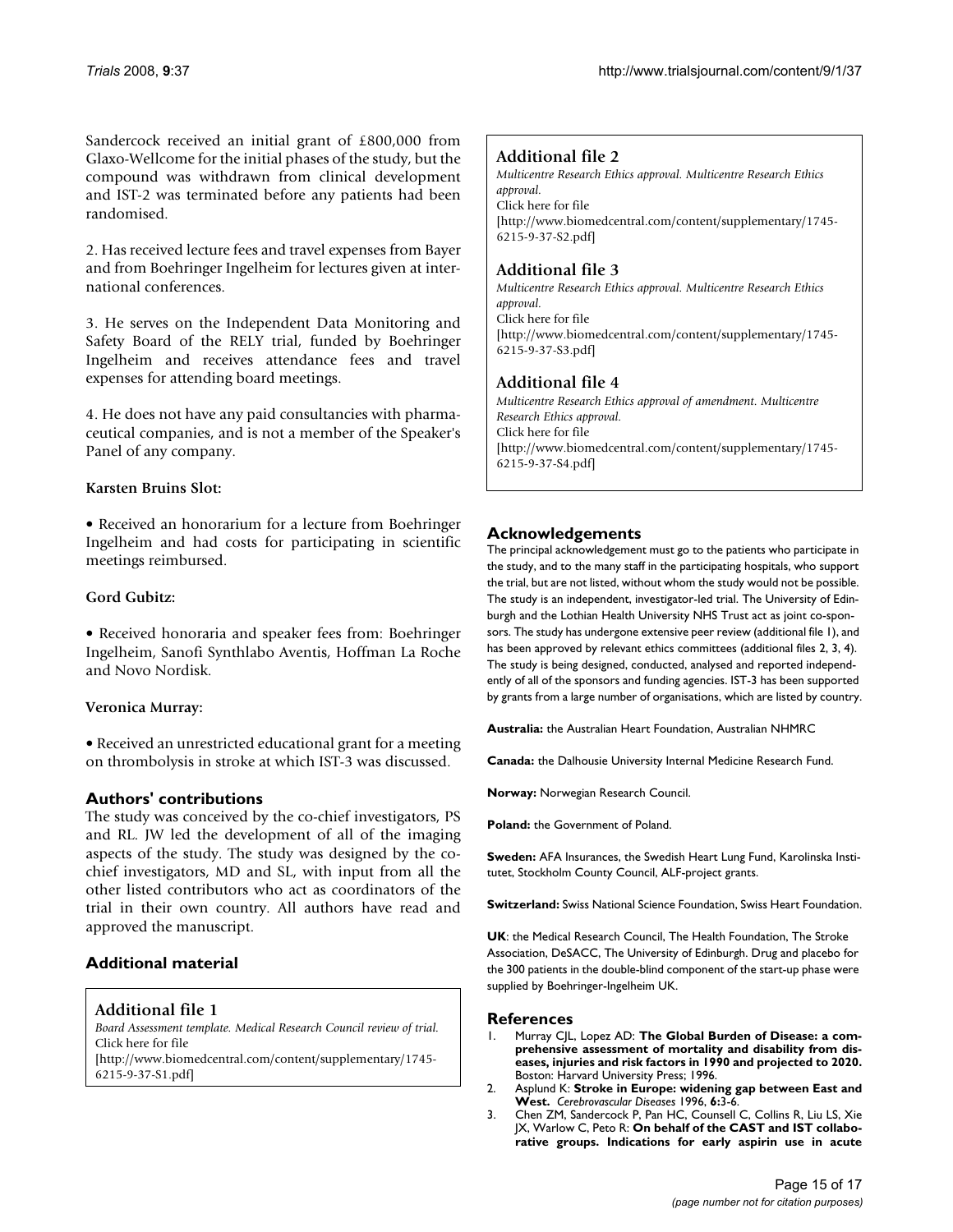Sandercock received an initial grant of £800,000 from Glaxo-Wellcome for the initial phases of the study, but the compound was withdrawn from clinical development and IST-2 was terminated before any patients had been randomised.

2. Has received lecture fees and travel expenses from Bayer and from Boehringer Ingelheim for lectures given at international conferences.

3. He serves on the Independent Data Monitoring and Safety Board of the RELY trial, funded by Boehringer Ingelheim and receives attendance fees and travel expenses for attending board meetings.

4. He does not have any paid consultancies with pharmaceutical companies, and is not a member of the Speaker's Panel of any company.

**Karsten Bruins Slot:**

• Received an honorarium for a lecture from Boehringer Ingelheim and had costs for participating in scientific meetings reimbursed.

**Gord Gubitz:**

• Received honoraria and speaker fees from: Boehringer Ingelheim, Sanofi Synthlabo Aventis, Hoffman La Roche and Novo Nordisk.

**Veronica Murray:**

• Received an unrestricted educational grant for a meeting on thrombolysis in stroke at which IST-3 was discussed.

## Authors' contributions

The study was conceived by the co-chief investigators, PS and RL. JW led the development of all of the imaging aspects of the study. The study was designed by the co-chief investigators, MD and SL, with input from all the other listed contributors who act as coordinators of the trial in their own country. All authors have read and approved the manuscript.

## Additional material

### Additional file 1

*Board Assessment template. Medical Research Council review of trial.*
Click here for file
[http://www.biomedcentral.com/content/supplementary/1745-6215-9-37-S1.pdf]

### Additional file 2

*Multicentre Research Ethics approval. Multicentre Research Ethics approval.*
Click here for file
[http://www.biomedcentral.com/content/supplementary/1745-6215-9-37-S2.pdf]

### Additional file 3

*Multicentre Research Ethics approval. Multicentre Research Ethics approval.*
Click here for file
[http://www.biomedcentral.com/content/supplementary/1745-6215-9-37-S3.pdf]

### Additional file 4

*Multicentre Research Ethics approval of amendment. Multicentre Research Ethics approval.*
Click here for file
[http://www.biomedcentral.com/content/supplementary/1745-6215-9-37-S4.pdf]

## Acknowledgements

The principal acknowledgement must go to the patients who participate in the study, and to the many staff in the participating hospitals, who support the trial, but are not listed, without whom the study would not be possible. The study is an independent, investigator-led trial. The University of Edinburgh and the Lothian Health University NHS Trust act as joint co-sponsors. The study has undergone extensive peer review (additional file 1), and has been approved by relevant ethics committees (additional files 2, 3, 4). The study is being designed, conducted, analysed and reported independently of all of the sponsors and funding agencies. IST-3 has been supported by grants from a large number of organisations, which are listed by country.

**Australia:** the Australian Heart Foundation, Australian NHMRC

**Canada:** the Dalhousie University Internal Medicine Research Fund.

**Norway:** Norwegian Research Council.

**Poland:** the Government of Poland.

**Sweden:** AFA Insurances, the Swedish Heart Lung Fund, Karolinska Institutet, Stockholm County Council, ALF-project grants.

**Switzerland:** Swiss National Science Foundation, Swiss Heart Foundation.

**UK**: the Medical Research Council, The Health Foundation, The Stroke Association, DeSACC, The University of Edinburgh. Drug and placebo for the 300 patients in the double-blind component of the start-up phase were supplied by Boehringer-Ingelheim UK.

## References

1. Murray CJL, Lopez AD: **The Global Burden of Disease: a comprehensive assessment of mortality and disability from diseases, injuries and risk factors in 1990 and projected to 2020.** Boston: Harvard University Press; 1996.
2. Asplund K: **Stroke in Europe: widening gap between East and West.** *Cerebrovascular Diseases* 1996, **6:**3-6.
3. Chen ZM, Sandercock P, Pan HC, Counsell C, Collins R, Liu LS, Xie JX, Warlow C, Peto R: **On behalf of the CAST and IST collaborative groups. Indications for early aspirin use in acute**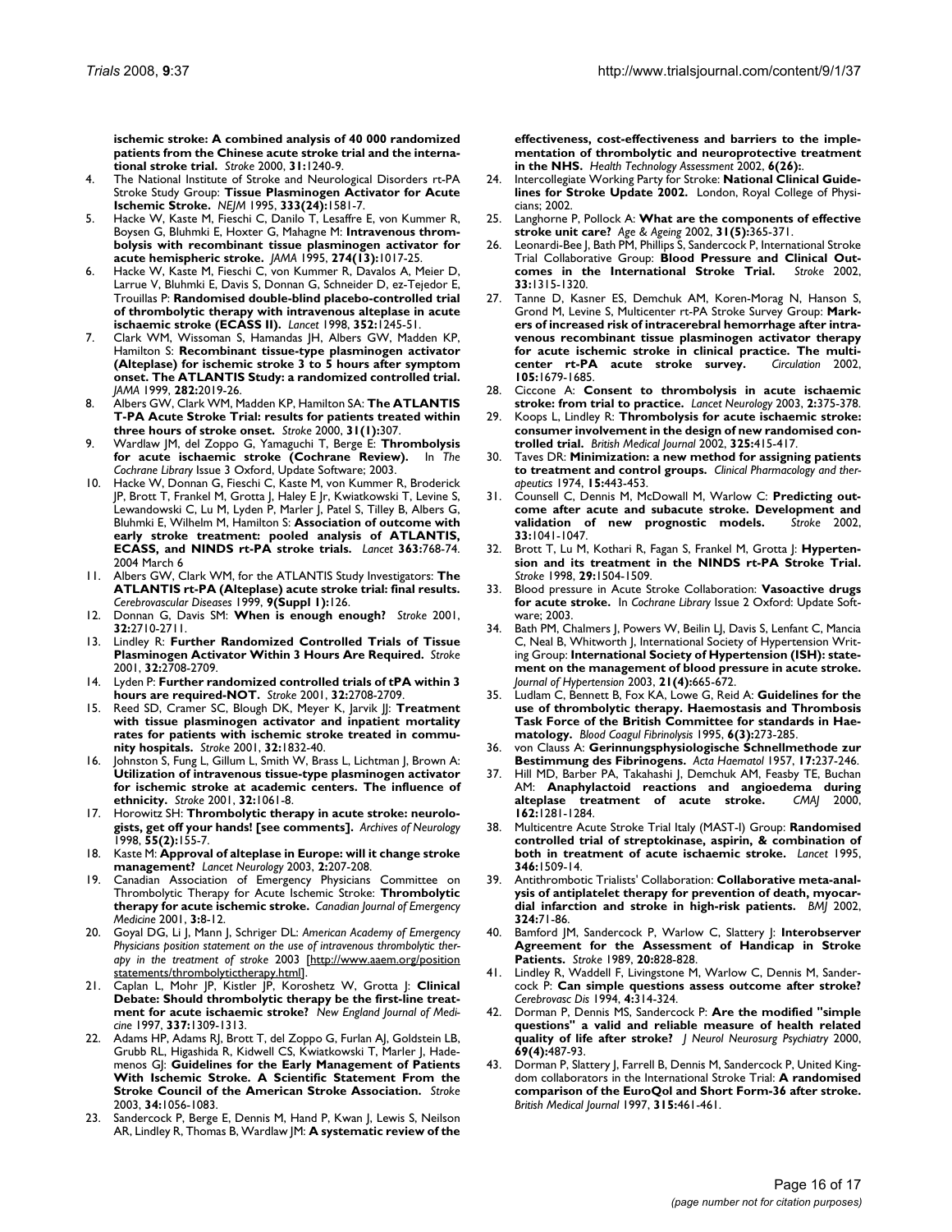**ischemic stroke: A combined analysis of 40 000 randomized patients from the Chinese acute stroke trial and the international stroke trial.** *Stroke* 2000, **31:**1240-9.

4. The National Institute of Stroke and Neurological Disorders rt-PA Stroke Study Group: **Tissue Plasminogen Activator for Acute Ischemic Stroke.** *NEJM* 1995, **333(24):**1581-7.
5. Hacke W, Kaste M, Fieschi C, Danilo T, Lesaffre E, von Kummer R, Boysen G, Bluhmki E, Hoxter G, Mahagne M: **Intravenous thrombolysis with recombinant tissue plasminogen activator for acute hemispheric stroke.** *JAMA* 1995, **274(13):**1017-25.
6. Hacke W, Kaste M, Fieschi C, von Kummer R, Davalos A, Meier D, Larrue V, Bluhmki E, Davis S, Donnan G, Schneider D, ez-Tejedor E, Trouillas P: **Randomised double-blind placebo-controlled trial of thrombolytic therapy with intravenous alteplase in acute ischaemic stroke (ECASS II).** *Lancet* 1998, **352:**1245-51.
7. Clark WM, Wissoman S, Hamandas JH, Albers GW, Madden KP, Hamilton S: **Recombinant tissue-type plasminogen activator (Alteplase) for ischemic stroke 3 to 5 hours after symptom onset. The ATLANTIS Study: a randomized controlled trial.** *JAMA* 1999, **282:**2019-26.
8. Albers GW, Clark WM, Madden KP, Hamilton SA: **The ATLANTIS T-PA Acute Stroke Trial: results for patients treated within three hours of stroke onset.** *Stroke* 2000, **31(1):**307.
9. Wardlaw JM, del Zoppo G, Yamaguchi T, Berge E: **Thrombolysis for acute ischaemic stroke (Cochrane Review).** In *The Cochrane Library* Issue 3 Oxford, Update Software; 2003.
10. Hacke W, Donnan G, Fieschi C, Kaste M, von Kummer R, Broderick JP, Brott T, Frankel M, Grotta J, Haley E Jr, Kwiatkowski T, Levine S, Lewandowski C, Lu M, Lyden P, Marler J, Patel S, Tilley B, Albers G, Bluhmki E, Wilhelm M, Hamilton S: **Association of outcome with early stroke treatment: pooled analysis of ATLANTIS, ECASS, and NINDS rt-PA stroke trials.** *Lancet* **363:**768-74. 2004 March 6
11. Albers GW, Clark WM, for the ATLANTIS Study Investigators: **The ATLANTIS rt-PA (Alteplase) acute stroke trial: final results.** *Cerebrovascular Diseases* 1999, **9(Suppl 1):**126.
12. Donnan G, Davis SM: **When is enough enough?** *Stroke* 2001, **32:**2710-2711.
13. Lindley R: **Further Randomized Controlled Trials of Tissue Plasminogen Activator Within 3 Hours Are Required.** *Stroke* 2001, **32:**2708-2709.
14. Lyden P: **Further randomized controlled trials of tPA within 3 hours are required-NOT.** *Stroke* 2001, **32:**2708-2709.
15. Reed SD, Cramer SC, Blough DK, Meyer K, Jarvik JJ: **Treatment with tissue plasminogen activator and inpatient mortality rates for patients with ischemic stroke treated in community hospitals.** *Stroke* 2001, **32:**1832-40.
16. Johnston S, Fung L, Gillum L, Smith W, Brass L, Lichtman J, Brown A: **Utilization of intravenous tissue-type plasminogen activator for ischemic stroke at academic centers. The influence of ethnicity.** *Stroke* 2001, **32:**1061-8.
17. Horowitz SH: **Thrombolytic therapy in acute stroke: neurologists, get off your hands! [see comments].** *Archives of Neurology* 1998, **55(2):**155-7.
18. Kaste M: **Approval of alteplase in Europe: will it change stroke management?** *Lancet Neurology* 2003, **2:**207-208.
19. Canadian Association of Emergency Physicians Committee on Thrombolytic Therapy for Acute Ischemic Stroke: **Thrombolytic therapy for acute ischemic stroke.** *Canadian Journal of Emergency Medicine* 2001, **3:**8-12.
20. Goyal DG, Li J, Mann J, Schriger DL: *American Academy of Emergency Physicians position statement on the use of intravenous thrombolytic therapy in the treatment of stroke* 2003 [http://www.aaem.org/positionstatements/thrombolytictherapy.html].
21. Caplan L, Mohr JP, Kistler JP, Koroshetz W, Grotta J: **Clinical Debate: Should thrombolytic therapy be the first-line treatment for acute ischaemic stroke?** *New England Journal of Medicine* 1997, **337:**1309-1313.
22. Adams HP, Adams RJ, Brott T, del Zoppo G, Furlan AJ, Goldstein LB, Grubb RL, Higashida R, Kidwell CS, Kwiatkowski T, Marler J, Hademenos GJ: **Guidelines for the Early Management of Patients With Ischemic Stroke. A Scientific Statement From the Stroke Council of the American Stroke Association.** *Stroke* 2003, **34:**1056-1083.
23. Sandercock P, Berge E, Dennis M, Hand P, Kwan J, Lewis S, Neilson AR, Lindley R, Thomas B, Wardlaw JM: **A systematic review of the effectiveness, cost-effectiveness and barriers to the implementation of thrombolytic and neuroprotective treatment in the NHS.** *Health Technology Assessment* 2002, **6(26):**.
24. Intercollegiate Working Party for Stroke: **National Clinical Guidelines for Stroke Update 2002.** London, Royal College of Physicians; 2002.
25. Langhorne P, Pollock A: **What are the components of effective stroke unit care?** *Age & Ageing* 2002, **31(5):**365-371.
26. Leonardi-Bee J, Bath PM, Phillips S, Sandercock P, International Stroke Trial Collaborative Group: **Blood Pressure and Clinical Outcomes in the International Stroke Trial.** *Stroke* 2002, **33:**1315-1320.
27. Tanne D, Kasner ES, Demchuk AM, Koren-Morag N, Hanson S, Grond M, Levine S, Multicenter rt-PA Stroke Survey Group: **Markers of increased risk of intracerebral hemorrhage after intravenous recombinant tissue plasminogen activator therapy for acute ischemic stroke in clinical practice. The multicenter rt-PA acute stroke survey.** *Circulation* 2002, **105:**1679-1685.
28. Ciccone A: **Consent to thrombolysis in acute ischaemic stroke: from trial to practice.** *Lancet Neurology* 2003, **2:**375-378.
29. Koops L, Lindley R: **Thrombolysis for acute ischaemic stroke: consumer involvement in the design of new randomised controlled trial.** *British Medical Journal* 2002, **325:**415-417.
30. Taves DR: **Minimization: a new method for assigning patients to treatment and control groups.** *Clinical Pharmacology and therapeutics* 1974, **15:**443-453.
31. Counsell C, Dennis M, McDowall M, Warlow C: **Predicting outcome after acute and subacute stroke. Development and validation of new prognostic models.** *Stroke* 2002, **33:**1041-1047.
32. Brott T, Lu M, Kothari R, Fagan S, Frankel M, Grotta J: **Hypertension and its treatment in the NINDS rt-PA Stroke Trial.** *Stroke* 1998, **29:**1504-1509.
33. Blood pressure in Acute Stroke Collaboration: **Vasoactive drugs for acute stroke.** In *Cochrane Library* Issue 2 Oxford: Update Software; 2003.
34. Bath PM, Chalmers J, Powers W, Beilin LJ, Davis S, Lenfant C, Mancia C, Neal B, Whitworth J, International Society of Hypertension Writing Group: **International Society of Hypertension (ISH): statement on the management of blood pressure in acute stroke.** *Journal of Hypertension* 2003, **21(4):**665-672.
35. Ludlam C, Bennett B, Fox KA, Lowe G, Reid A: **Guidelines for the use of thrombolytic therapy. Haemostasis and Thrombosis Task Force of the British Committee for standards in Haematology.** *Blood Coagul Fibrinolysis* 1995, **6(3):**273-285.
36. von Clauss A: **Gerinnungsphysiologische Schnellmethode zur Bestimmung des Fibrinogens.** *Acta Haematol* 1957, **17:**237-246.
37. Hill MD, Barber PA, Takahashi J, Demchuk AM, Feasby TE, Buchan AM: **Anaphylactoid reactions and angioedema during alteplase treatment of acute stroke.** *CMAJ* 2000, **162:**1281-1284.
38. Multicentre Acute Stroke Trial Italy (MAST-I) Group: **Randomised controlled trial of streptokinase, aspirin, & combination of both in treatment of acute ischaemic stroke.** *Lancet* 1995, **346:**1509-14.
39. Antithrombotic Trialists' Collaboration: **Collaborative meta-analysis of antiplatelet therapy for prevention of death, myocardial infarction and stroke in high-risk patients.** *BMJ* 2002, **324:**71-86.
40. Bamford JM, Sandercock P, Warlow C, Slattery J: **Interobserver Agreement for the Assessment of Handicap in Stroke Patients.** *Stroke* 1989, **20:**828-828.
41. Lindley R, Waddell F, Livingstone M, Warlow C, Dennis M, Sandercock P: **Can simple questions assess outcome after stroke?** *Cerebrovasc Dis* 1994, **4:**314-324.
42. Dorman P, Dennis MS, Sandercock P: **Are the modified "simple questions" a valid and reliable measure of health related quality of life after stroke?** *J Neurol Neurosurg Psychiatry* 2000, **69(4):**487-93.
43. Dorman P, Slattery J, Farrell B, Dennis M, Sandercock P, United Kingdom collaborators in the International Stroke Trial: **A randomised comparison of the EuroQol and Short Form-36 after stroke.** *British Medical Journal* 1997, **315:**461-461.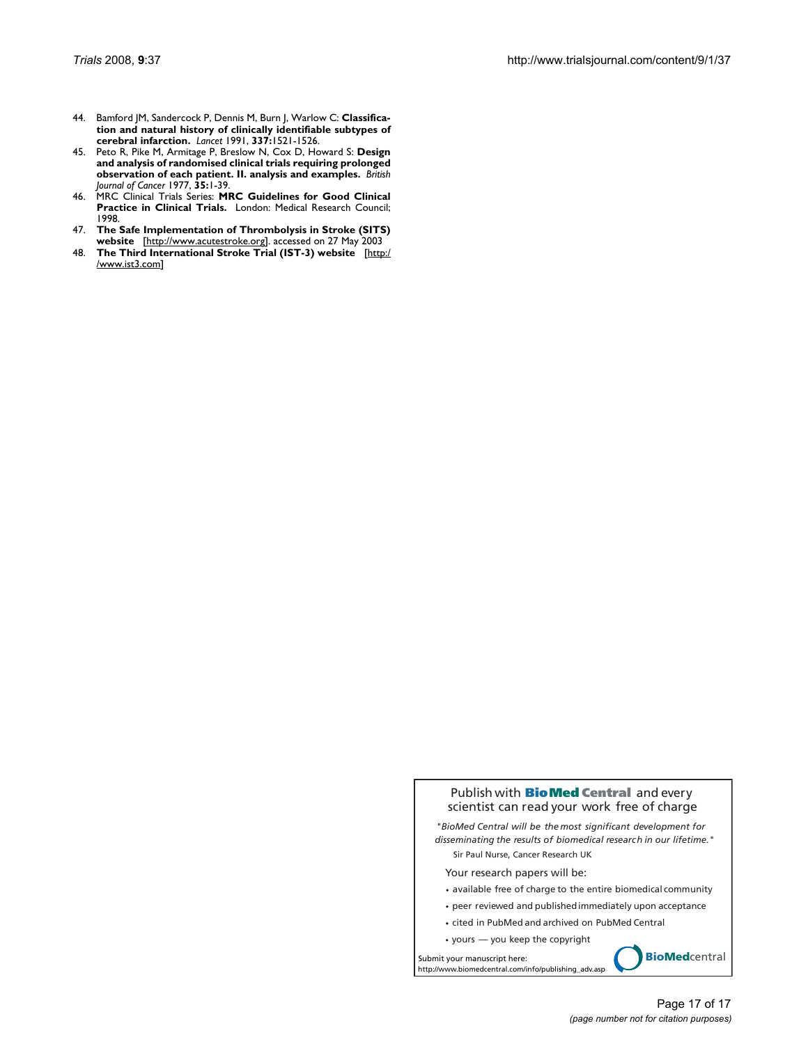44. Bamford JM, Sandercock P, Dennis M, Burn J, Warlow C: **Classification and natural history of clinically identifiable subtypes of cerebral infarction.** *Lancet* 1991, **337:**1521-1526.
45. Peto R, Pike M, Armitage P, Breslow N, Cox D, Howard S: **Design and analysis of randomised clinical trials requiring prolonged observation of each patient. II. analysis and examples.** *British Journal of Cancer* 1977, **35:**1-39.
46. MRC Clinical Trials Series: **MRC Guidelines for Good Clinical Practice in Clinical Trials.** London: Medical Research Council; 1998.
47. **The Safe Implementation of Thrombolysis in Stroke (SITS) website** [http://www.acutestroke.org]. accessed on 27 May 2003
48. **The Third International Stroke Trial (IST-3) website** [http://www.ist3.com]

Publish with **BioMed Central** and every scientist can read your work free of charge

*"BioMed Central will be the most significant development for disseminating the results of biomedical research in our lifetime."*

Sir Paul Nurse, Cancer Research UK

Your research papers will be:

- available free of charge to the entire biomedical community
- peer reviewed and published immediately upon acceptance
- cited in PubMed and archived on PubMed Central
- yours — you keep the copyright

Submit your manuscript here:
http://www.biomedcentral.com/info/publishing_adv.asp

**BioMed**central